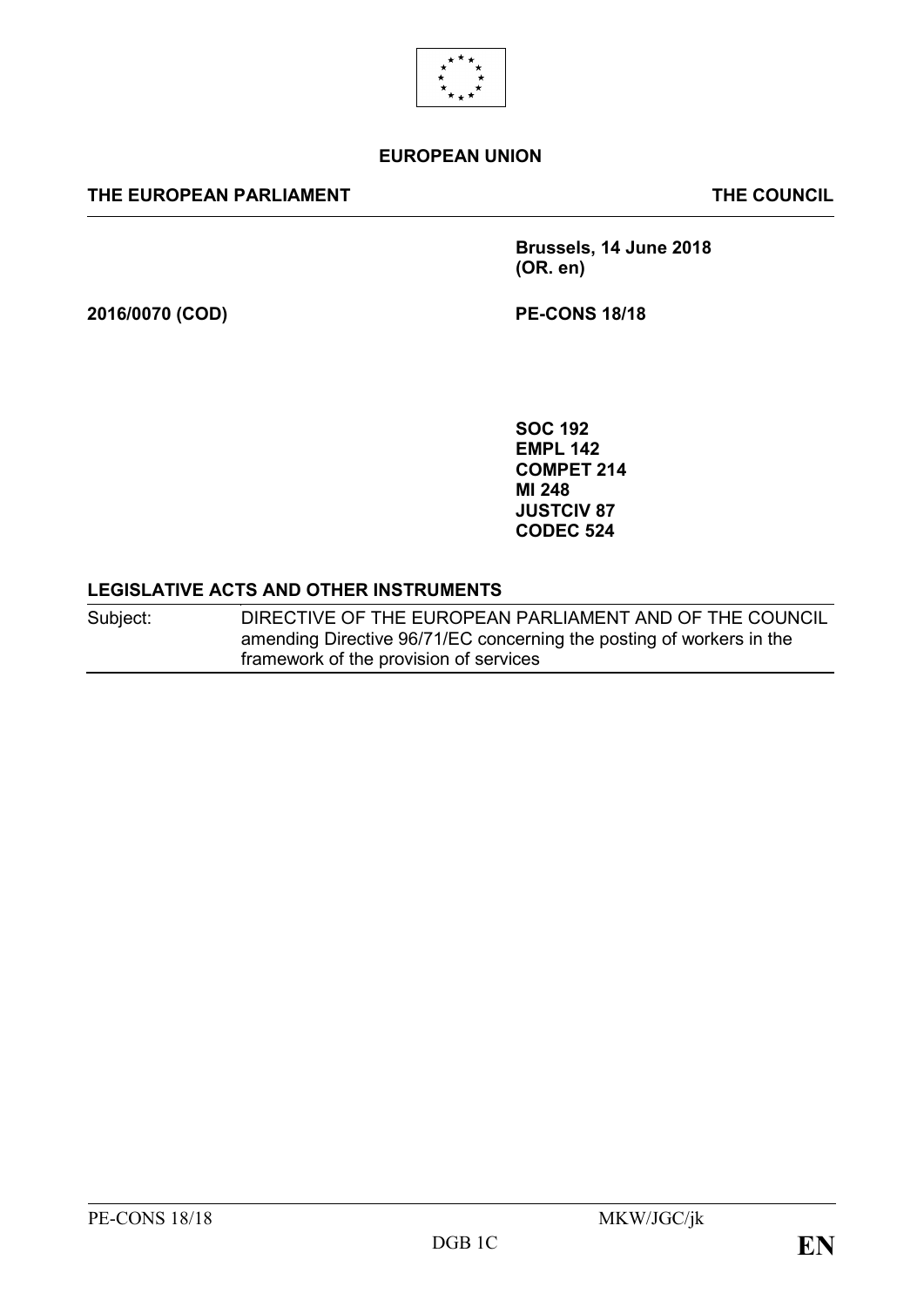**EUROPEAN UNION**

**THE EUROPEAN PARLIAMENT** **THE COUNCIL**

**Brussels, 14 June 2018**
**(OR. en)**

**2016/0070 (COD)** **PE-CONS 18/18**

**SOC 192**
**EMPL 142**
**COMPET 214**
**MI 248**
**JUSTCIV 87**
**CODEC 524**

**LEGISLATIVE ACTS AND OTHER INSTRUMENTS**

| Subject: | DIRECTIVE OF THE EUROPEAN PARLIAMENT AND OF THE COUNCIL amending Directive 96/71/EC concerning the posting of workers in the framework of the provision of services |
|---|---|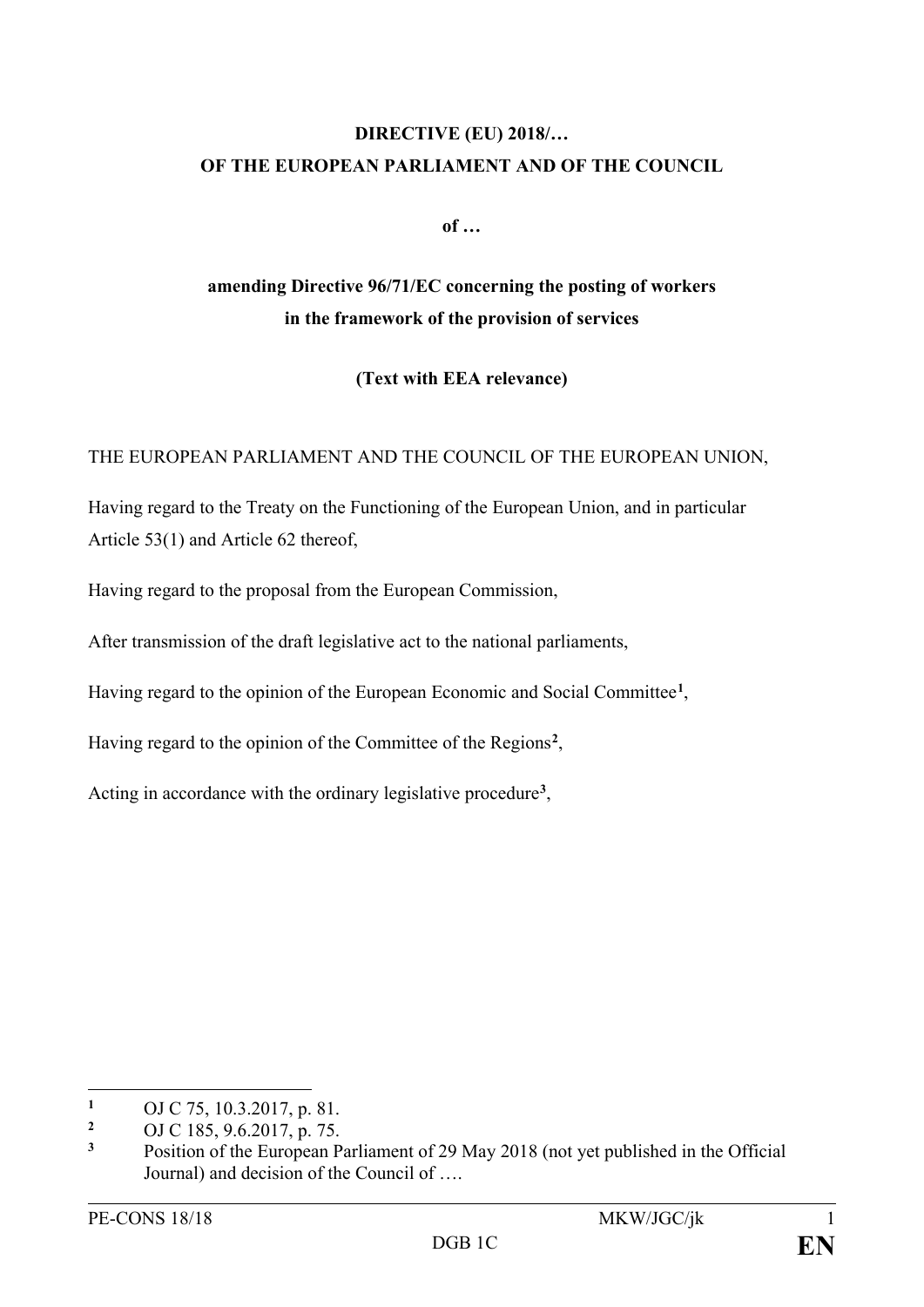**DIRECTIVE (EU) 2018/…**
**OF THE EUROPEAN PARLIAMENT AND OF THE COUNCIL**

**of …**

**amending Directive 96/71/EC concerning the posting of workers in the framework of the provision of services**

**(Text with EEA relevance)**

THE EUROPEAN PARLIAMENT AND THE COUNCIL OF THE EUROPEAN UNION,

Having regard to the Treaty on the Functioning of the European Union, and in particular Article 53(1) and Article 62 thereof,

Having regard to the proposal from the European Commission,

After transmission of the draft legislative act to the national parliaments,

Having regard to the opinion of the European Economic and Social Committee[1],

Having regard to the opinion of the Committee of the Regions[2],

Acting in accordance with the ordinary legislative procedure[3],

---

[1] OJ C 75, 10.3.2017, p. 81.

[2] OJ C 185, 9.6.2017, p. 75.

[3] Position of the European Parliament of 29 May 2018 (not yet published in the Official Journal) and decision of the Council of ….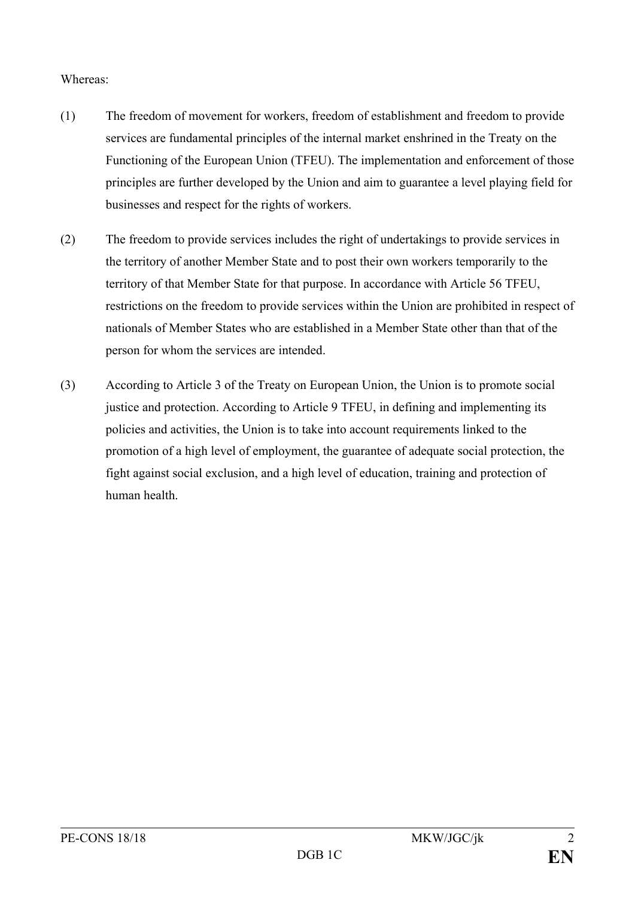Whereas:

(1) The freedom of movement for workers, freedom of establishment and freedom to provide services are fundamental principles of the internal market enshrined in the Treaty on the Functioning of the European Union (TFEU). The implementation and enforcement of those principles are further developed by the Union and aim to guarantee a level playing field for businesses and respect for the rights of workers.

(2) The freedom to provide services includes the right of undertakings to provide services in the territory of another Member State and to post their own workers temporarily to the territory of that Member State for that purpose. In accordance with Article 56 TFEU, restrictions on the freedom to provide services within the Union are prohibited in respect of nationals of Member States who are established in a Member State other than that of the person for whom the services are intended.

(3) According to Article 3 of the Treaty on European Union, the Union is to promote social justice and protection. According to Article 9 TFEU, in defining and implementing its policies and activities, the Union is to take into account requirements linked to the promotion of a high level of employment, the guarantee of adequate social protection, the fight against social exclusion, and a high level of education, training and protection of human health.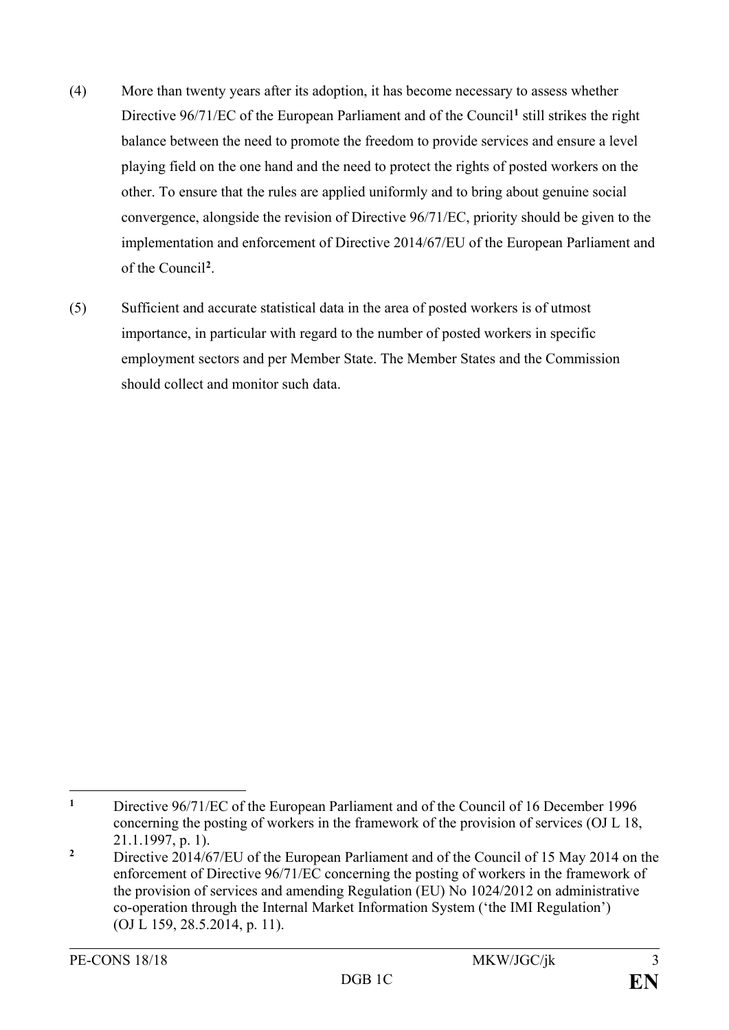(4) More than twenty years after its adoption, it has become necessary to assess whether Directive 96/71/EC of the European Parliament and of the Council[1] still strikes the right balance between the need to promote the freedom to provide services and ensure a level playing field on the one hand and the need to protect the rights of posted workers on the other. To ensure that the rules are applied uniformly and to bring about genuine social convergence, alongside the revision of Directive 96/71/EC, priority should be given to the implementation and enforcement of Directive 2014/67/EU of the European Parliament and of the Council[2].

(5) Sufficient and accurate statistical data in the area of posted workers is of utmost importance, in particular with regard to the number of posted workers in specific employment sectors and per Member State. The Member States and the Commission should collect and monitor such data.

---

[1] Directive 96/71/EC of the European Parliament and of the Council of 16 December 1996 concerning the posting of workers in the framework of the provision of services (OJ L 18, 21.1.1997, p. 1).

[2] Directive 2014/67/EU of the European Parliament and of the Council of 15 May 2014 on the enforcement of Directive 96/71/EC concerning the posting of workers in the framework of the provision of services and amending Regulation (EU) No 1024/2012 on administrative co-operation through the Internal Market Information System ('the IMI Regulation') (OJ L 159, 28.5.2014, p. 11).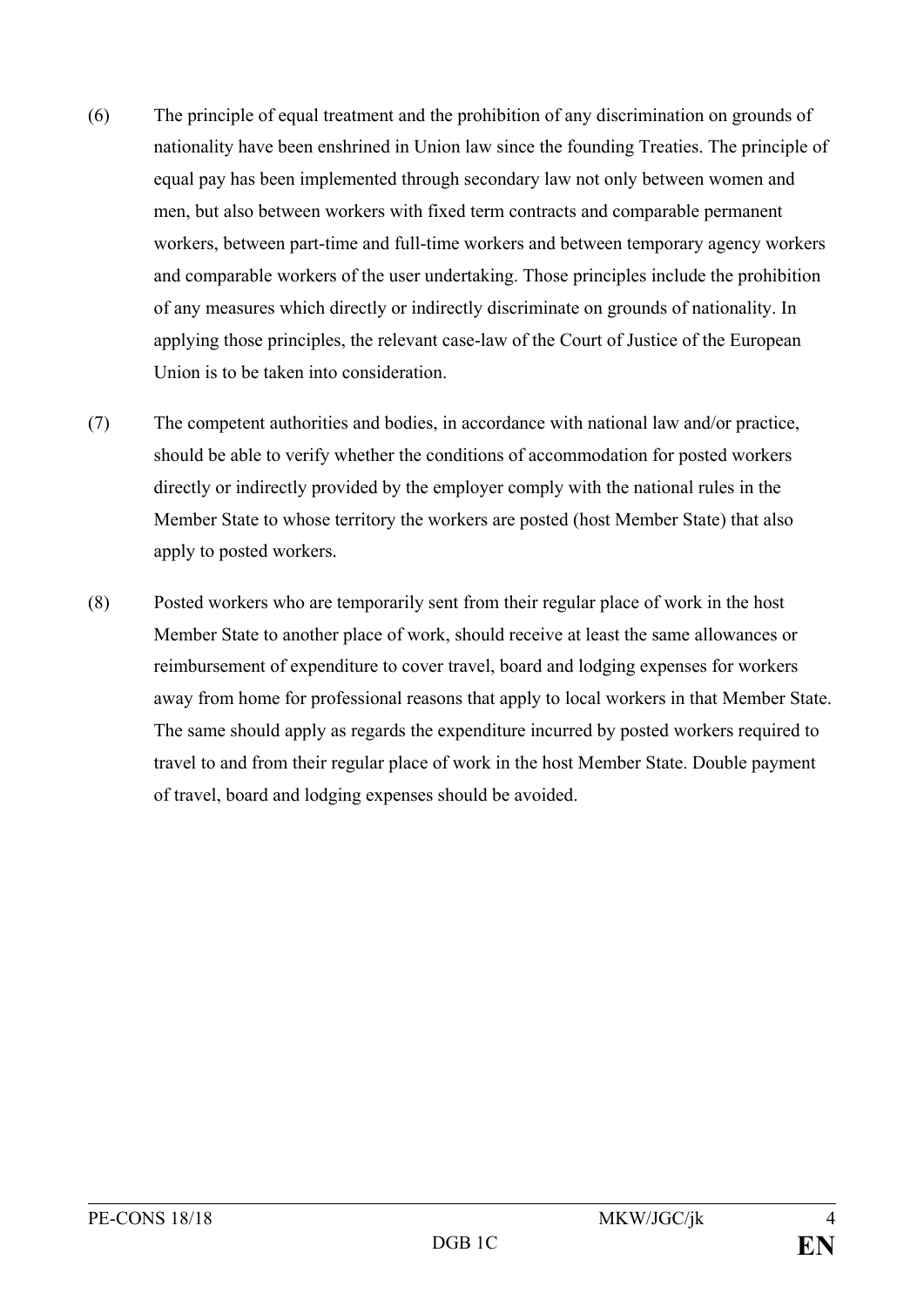(6) The principle of equal treatment and the prohibition of any discrimination on grounds of nationality have been enshrined in Union law since the founding Treaties. The principle of equal pay has been implemented through secondary law not only between women and men, but also between workers with fixed term contracts and comparable permanent workers, between part-time and full-time workers and between temporary agency workers and comparable workers of the user undertaking. Those principles include the prohibition of any measures which directly or indirectly discriminate on grounds of nationality. In applying those principles, the relevant case-law of the Court of Justice of the European Union is to be taken into consideration.

(7) The competent authorities and bodies, in accordance with national law and/or practice, should be able to verify whether the conditions of accommodation for posted workers directly or indirectly provided by the employer comply with the national rules in the Member State to whose territory the workers are posted (host Member State) that also apply to posted workers.

(8) Posted workers who are temporarily sent from their regular place of work in the host Member State to another place of work, should receive at least the same allowances or reimbursement of expenditure to cover travel, board and lodging expenses for workers away from home for professional reasons that apply to local workers in that Member State. The same should apply as regards the expenditure incurred by posted workers required to travel to and from their regular place of work in the host Member State. Double payment of travel, board and lodging expenses should be avoided.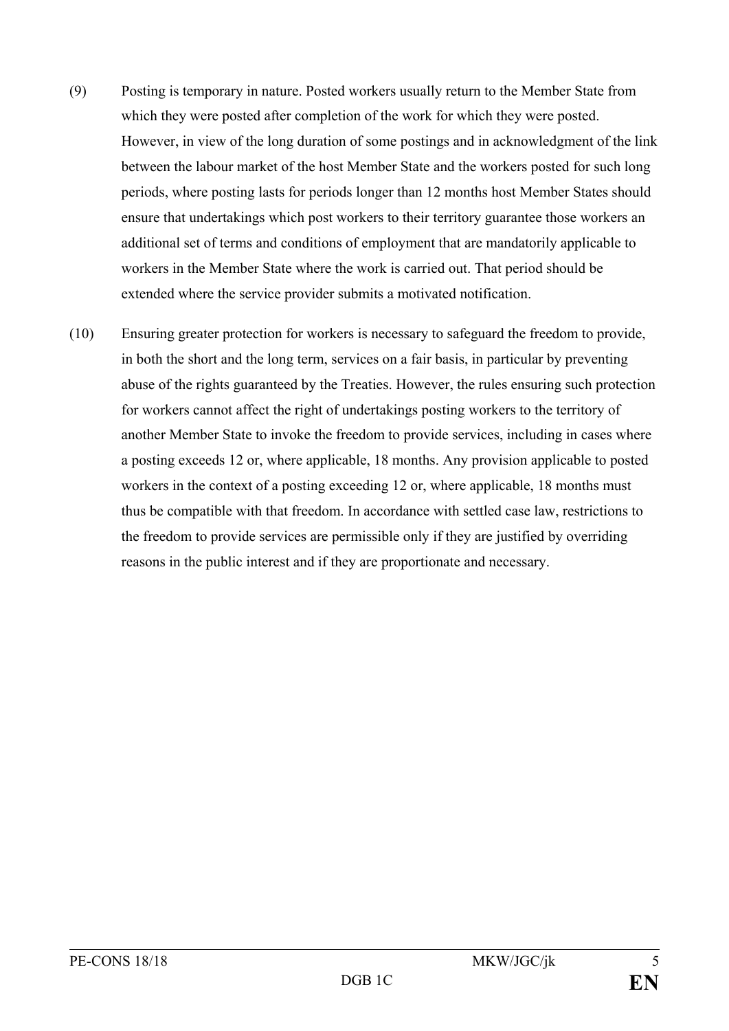(9) Posting is temporary in nature. Posted workers usually return to the Member State from which they were posted after completion of the work for which they were posted. However, in view of the long duration of some postings and in acknowledgment of the link between the labour market of the host Member State and the workers posted for such long periods, where posting lasts for periods longer than 12 months host Member States should ensure that undertakings which post workers to their territory guarantee those workers an additional set of terms and conditions of employment that are mandatorily applicable to workers in the Member State where the work is carried out. That period should be extended where the service provider submits a motivated notification.

(10) Ensuring greater protection for workers is necessary to safeguard the freedom to provide, in both the short and the long term, services on a fair basis, in particular by preventing abuse of the rights guaranteed by the Treaties. However, the rules ensuring such protection for workers cannot affect the right of undertakings posting workers to the territory of another Member State to invoke the freedom to provide services, including in cases where a posting exceeds 12 or, where applicable, 18 months. Any provision applicable to posted workers in the context of a posting exceeding 12 or, where applicable, 18 months must thus be compatible with that freedom. In accordance with settled case law, restrictions to the freedom to provide services are permissible only if they are justified by overriding reasons in the public interest and if they are proportionate and necessary.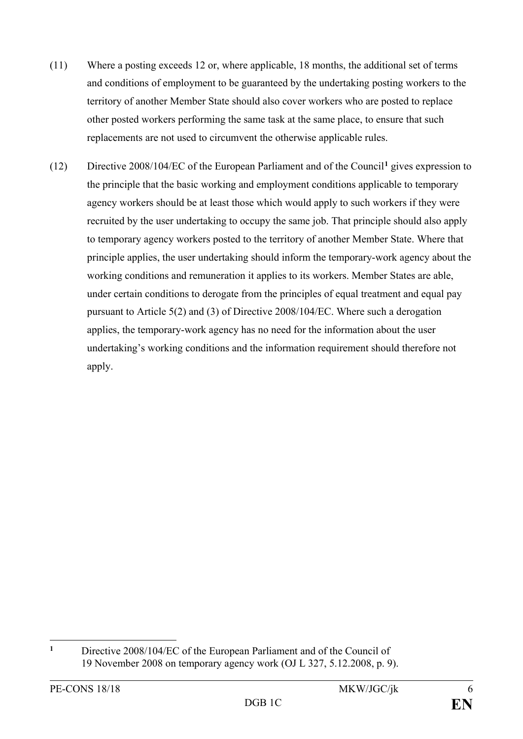(11) Where a posting exceeds 12 or, where applicable, 18 months, the additional set of terms and conditions of employment to be guaranteed by the undertaking posting workers to the territory of another Member State should also cover workers who are posted to replace other posted workers performing the same task at the same place, to ensure that such replacements are not used to circumvent the otherwise applicable rules.

(12) Directive 2008/104/EC of the European Parliament and of the Council[1] gives expression to the principle that the basic working and employment conditions applicable to temporary agency workers should be at least those which would apply to such workers if they were recruited by the user undertaking to occupy the same job. That principle should also apply to temporary agency workers posted to the territory of another Member State. Where that principle applies, the user undertaking should inform the temporary-work agency about the working conditions and remuneration it applies to its workers. Member States are able, under certain conditions to derogate from the principles of equal treatment and equal pay pursuant to Article 5(2) and (3) of Directive 2008/104/EC. Where such a derogation applies, the temporary-work agency has no need for the information about the user undertaking's working conditions and the information requirement should therefore not apply.

---

[1] Directive 2008/104/EC of the European Parliament and of the Council of 19 November 2008 on temporary agency work (OJ L 327, 5.12.2008, p. 9).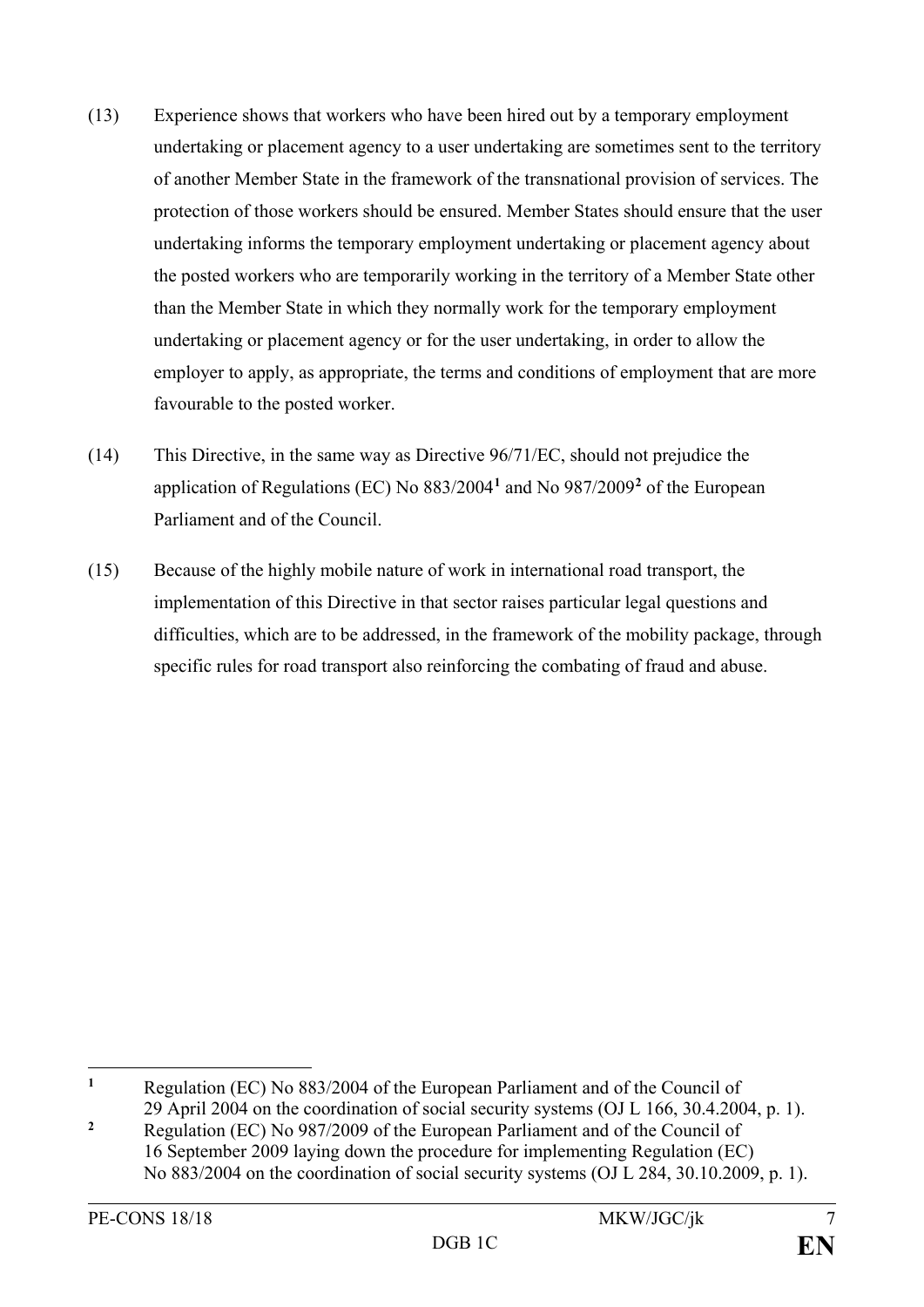(13) Experience shows that workers who have been hired out by a temporary employment undertaking or placement agency to a user undertaking are sometimes sent to the territory of another Member State in the framework of the transnational provision of services. The protection of those workers should be ensured. Member States should ensure that the user undertaking informs the temporary employment undertaking or placement agency about the posted workers who are temporarily working in the territory of a Member State other than the Member State in which they normally work for the temporary employment undertaking or placement agency or for the user undertaking, in order to allow the employer to apply, as appropriate, the terms and conditions of employment that are more favourable to the posted worker.

(14) This Directive, in the same way as Directive 96/71/EC, should not prejudice the application of Regulations (EC) No 883/2004[1] and No 987/2009[2] of the European Parliament and of the Council.

(15) Because of the highly mobile nature of work in international road transport, the implementation of this Directive in that sector raises particular legal questions and difficulties, which are to be addressed, in the framework of the mobility package, through specific rules for road transport also reinforcing the combating of fraud and abuse.

---

[1] Regulation (EC) No 883/2004 of the European Parliament and of the Council of 29 April 2004 on the coordination of social security systems (OJ L 166, 30.4.2004, p. 1).

[2] Regulation (EC) No 987/2009 of the European Parliament and of the Council of 16 September 2009 laying down the procedure for implementing Regulation (EC) No 883/2004 on the coordination of social security systems (OJ L 284, 30.10.2009, p. 1).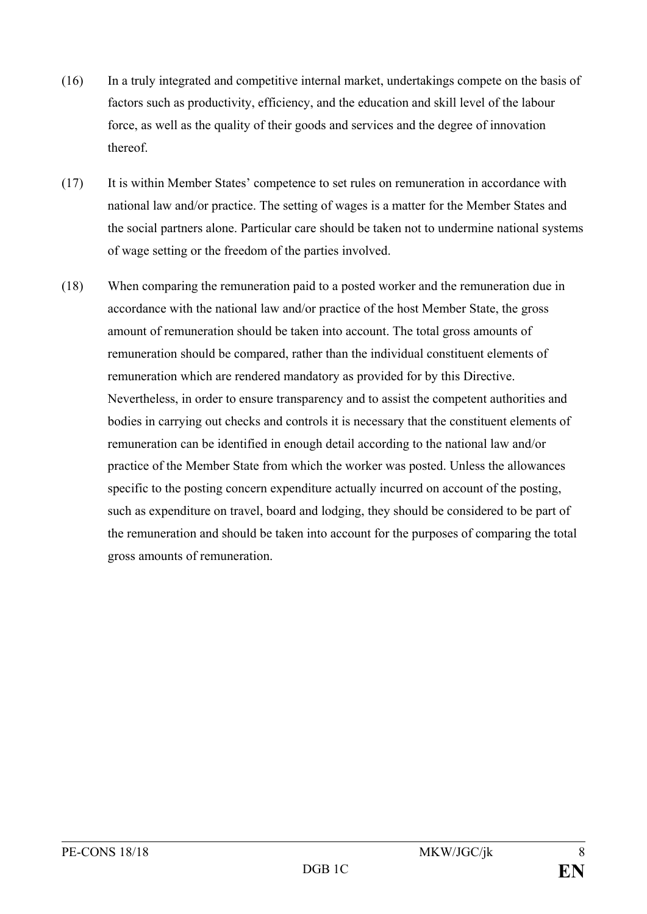(16) In a truly integrated and competitive internal market, undertakings compete on the basis of factors such as productivity, efficiency, and the education and skill level of the labour force, as well as the quality of their goods and services and the degree of innovation thereof.

(17) It is within Member States' competence to set rules on remuneration in accordance with national law and/or practice. The setting of wages is a matter for the Member States and the social partners alone. Particular care should be taken not to undermine national systems of wage setting or the freedom of the parties involved.

(18) When comparing the remuneration paid to a posted worker and the remuneration due in accordance with the national law and/or practice of the host Member State, the gross amount of remuneration should be taken into account. The total gross amounts of remuneration should be compared, rather than the individual constituent elements of remuneration which are rendered mandatory as provided for by this Directive. Nevertheless, in order to ensure transparency and to assist the competent authorities and bodies in carrying out checks and controls it is necessary that the constituent elements of remuneration can be identified in enough detail according to the national law and/or practice of the Member State from which the worker was posted. Unless the allowances specific to the posting concern expenditure actually incurred on account of the posting, such as expenditure on travel, board and lodging, they should be considered to be part of the remuneration and should be taken into account for the purposes of comparing the total gross amounts of remuneration.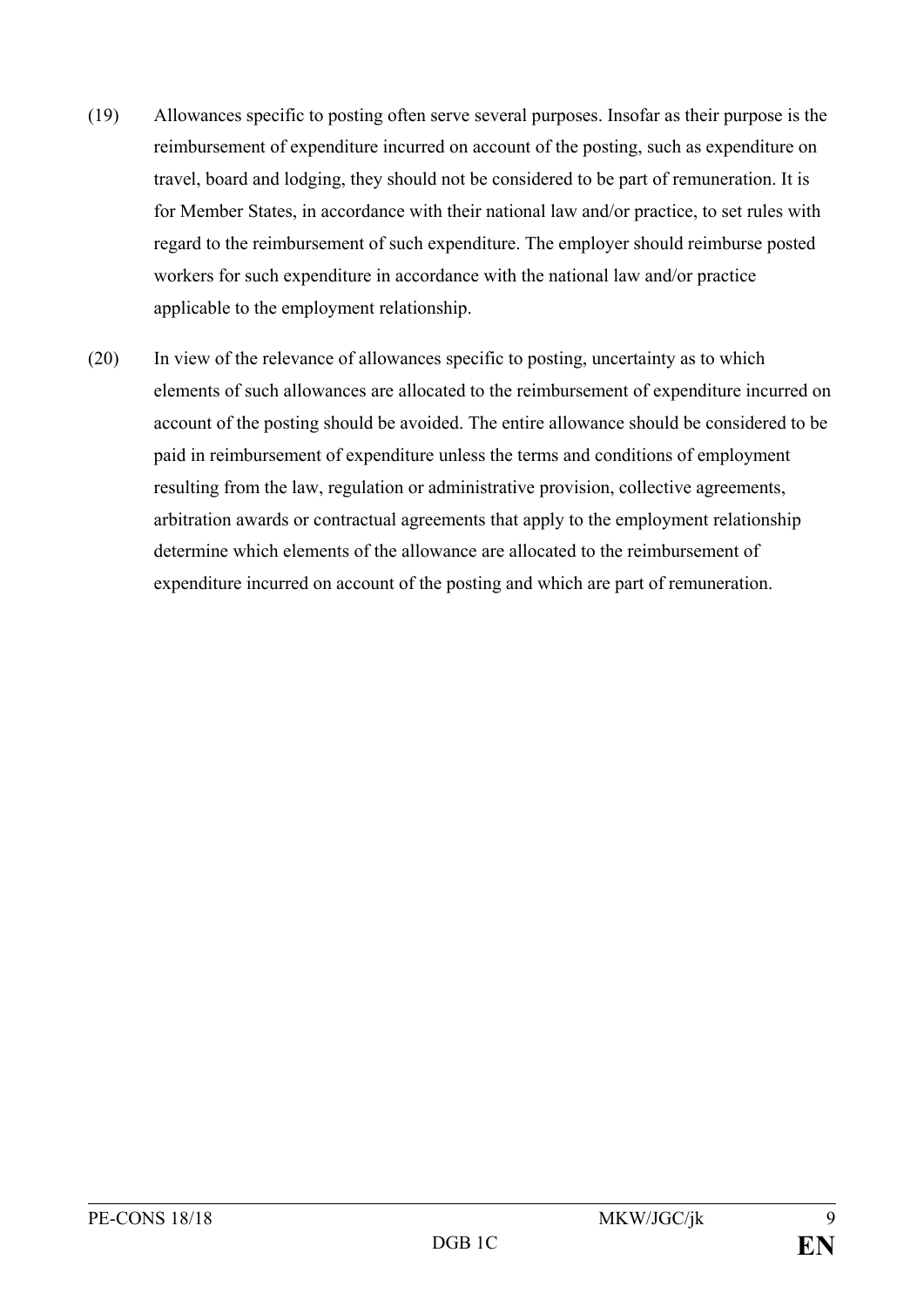(19) Allowances specific to posting often serve several purposes. Insofar as their purpose is the reimbursement of expenditure incurred on account of the posting, such as expenditure on travel, board and lodging, they should not be considered to be part of remuneration. It is for Member States, in accordance with their national law and/or practice, to set rules with regard to the reimbursement of such expenditure. The employer should reimburse posted workers for such expenditure in accordance with the national law and/or practice applicable to the employment relationship.

(20) In view of the relevance of allowances specific to posting, uncertainty as to which elements of such allowances are allocated to the reimbursement of expenditure incurred on account of the posting should be avoided. The entire allowance should be considered to be paid in reimbursement of expenditure unless the terms and conditions of employment resulting from the law, regulation or administrative provision, collective agreements, arbitration awards or contractual agreements that apply to the employment relationship determine which elements of the allowance are allocated to the reimbursement of expenditure incurred on account of the posting and which are part of remuneration.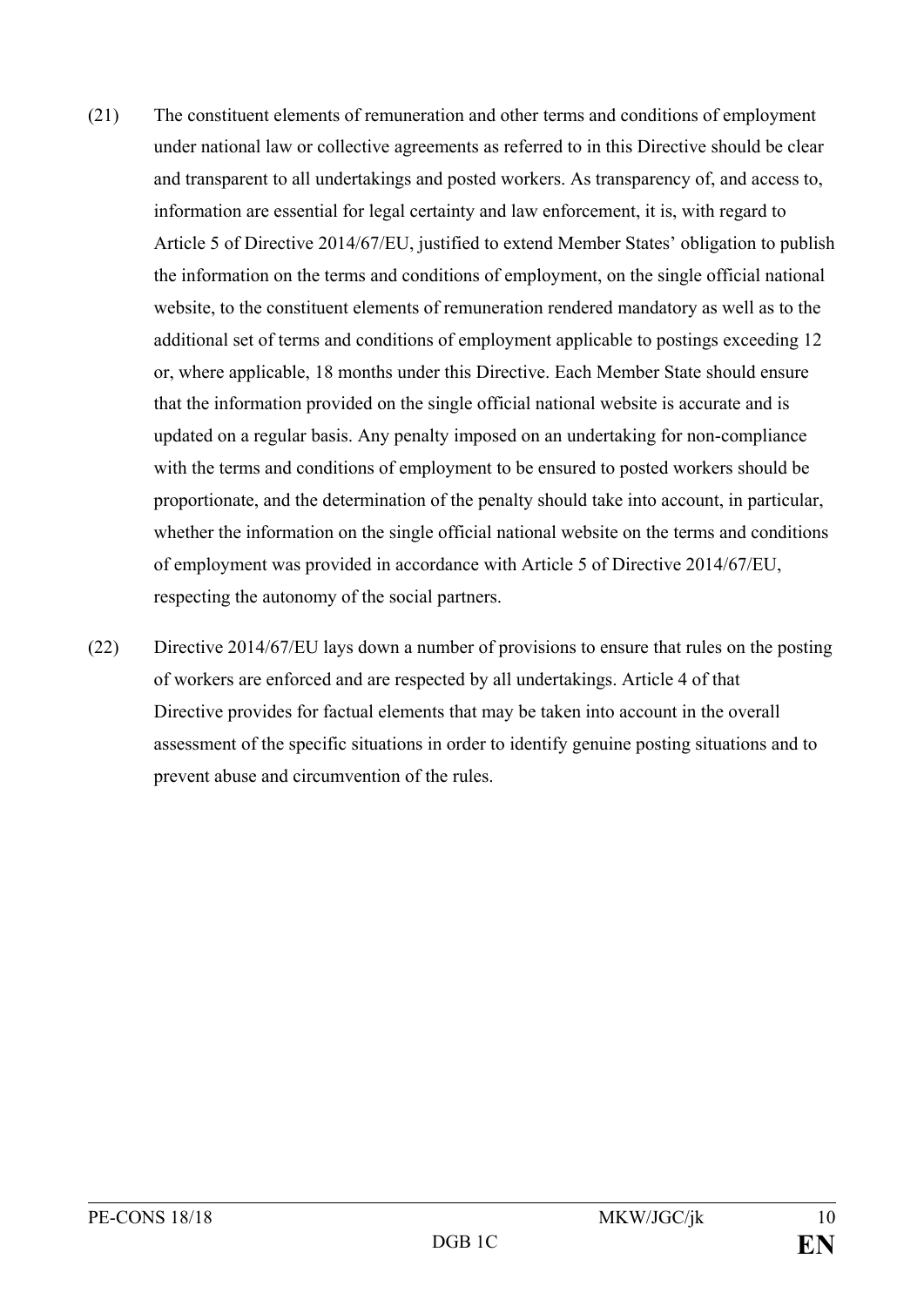(21) The constituent elements of remuneration and other terms and conditions of employment under national law or collective agreements as referred to in this Directive should be clear and transparent to all undertakings and posted workers. As transparency of, and access to, information are essential for legal certainty and law enforcement, it is, with regard to Article 5 of Directive 2014/67/EU, justified to extend Member States' obligation to publish the information on the terms and conditions of employment, on the single official national website, to the constituent elements of remuneration rendered mandatory as well as to the additional set of terms and conditions of employment applicable to postings exceeding 12 or, where applicable, 18 months under this Directive. Each Member State should ensure that the information provided on the single official national website is accurate and is updated on a regular basis. Any penalty imposed on an undertaking for non-compliance with the terms and conditions of employment to be ensured to posted workers should be proportionate, and the determination of the penalty should take into account, in particular, whether the information on the single official national website on the terms and conditions of employment was provided in accordance with Article 5 of Directive 2014/67/EU, respecting the autonomy of the social partners.

(22) Directive 2014/67/EU lays down a number of provisions to ensure that rules on the posting of workers are enforced and are respected by all undertakings. Article 4 of that Directive provides for factual elements that may be taken into account in the overall assessment of the specific situations in order to identify genuine posting situations and to prevent abuse and circumvention of the rules.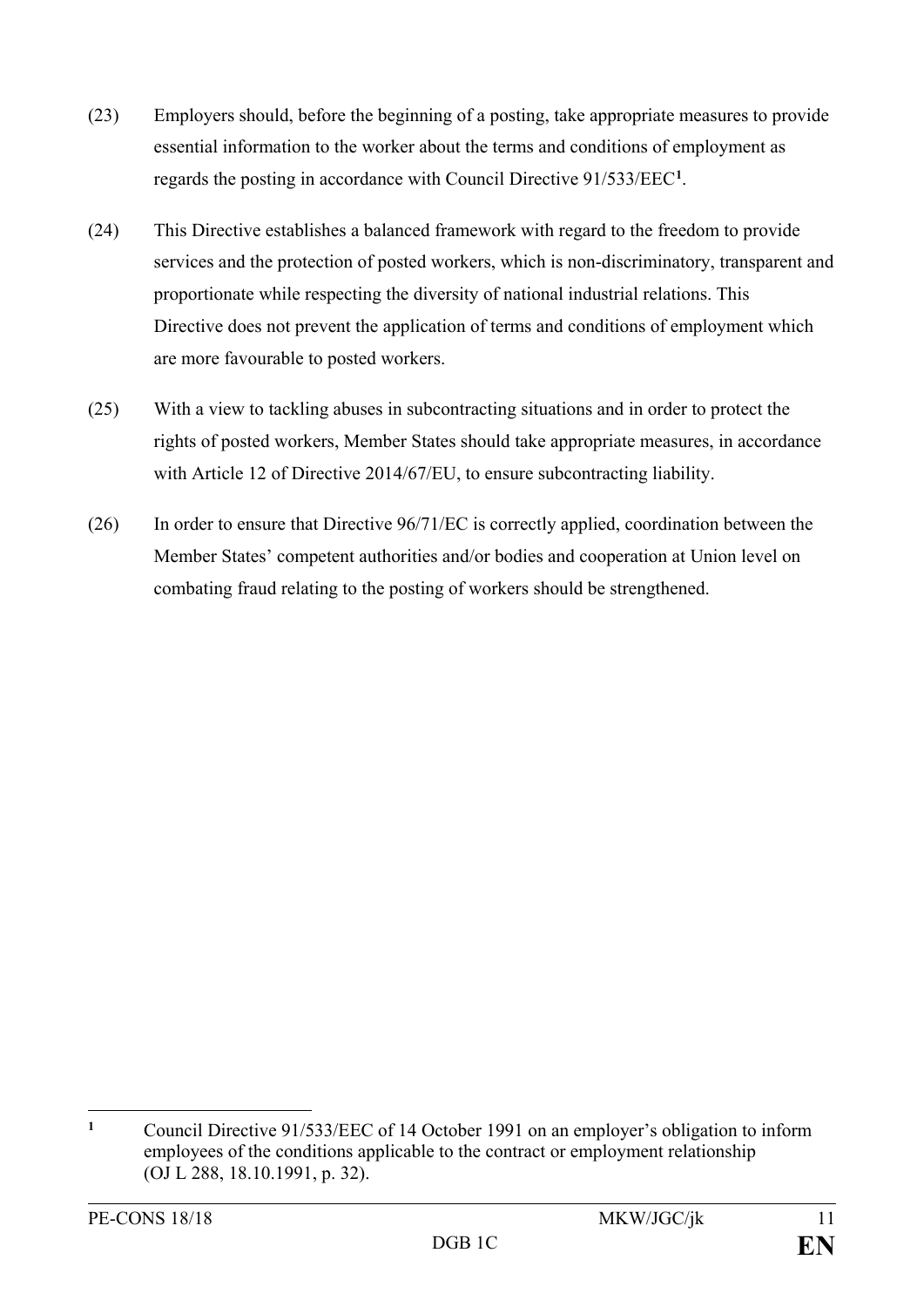(23) Employers should, before the beginning of a posting, take appropriate measures to provide essential information to the worker about the terms and conditions of employment as regards the posting in accordance with Council Directive 91/533/EEC[1].

(24) This Directive establishes a balanced framework with regard to the freedom to provide services and the protection of posted workers, which is non-discriminatory, transparent and proportionate while respecting the diversity of national industrial relations. This Directive does not prevent the application of terms and conditions of employment which are more favourable to posted workers.

(25) With a view to tackling abuses in subcontracting situations and in order to protect the rights of posted workers, Member States should take appropriate measures, in accordance with Article 12 of Directive 2014/67/EU, to ensure subcontracting liability.

(26) In order to ensure that Directive 96/71/EC is correctly applied, coordination between the Member States' competent authorities and/or bodies and cooperation at Union level on combating fraud relating to the posting of workers should be strengthened.

---

[1] Council Directive 91/533/EEC of 14 October 1991 on an employer's obligation to inform employees of the conditions applicable to the contract or employment relationship (OJ L 288, 18.10.1991, p. 32).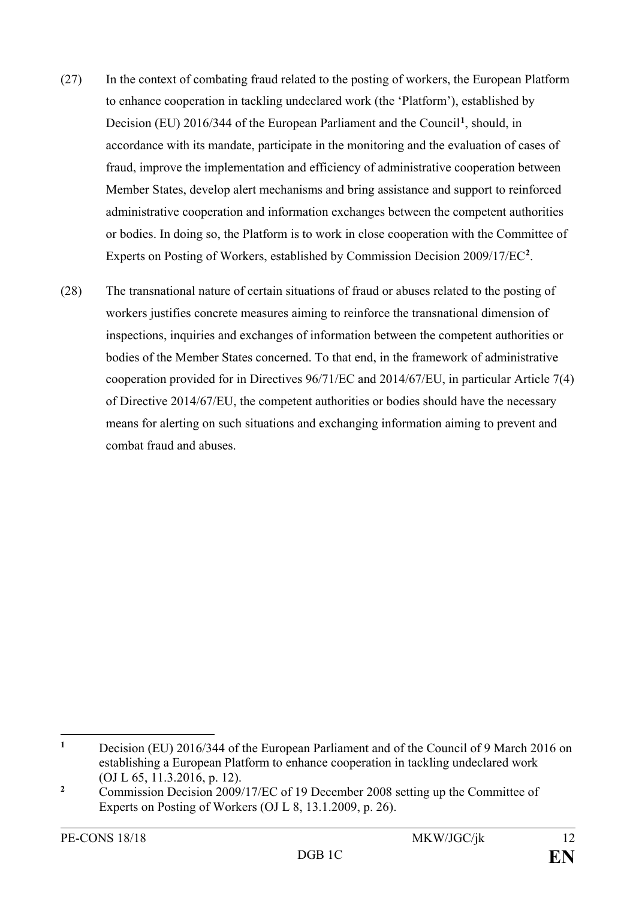(27) In the context of combating fraud related to the posting of workers, the European Platform to enhance cooperation in tackling undeclared work (the 'Platform'), established by Decision (EU) 2016/344 of the European Parliament and the Council[1], should, in accordance with its mandate, participate in the monitoring and the evaluation of cases of fraud, improve the implementation and efficiency of administrative cooperation between Member States, develop alert mechanisms and bring assistance and support to reinforced administrative cooperation and information exchanges between the competent authorities or bodies. In doing so, the Platform is to work in close cooperation with the Committee of Experts on Posting of Workers, established by Commission Decision 2009/17/EC[2].

(28) The transnational nature of certain situations of fraud or abuses related to the posting of workers justifies concrete measures aiming to reinforce the transnational dimension of inspections, inquiries and exchanges of information between the competent authorities or bodies of the Member States concerned. To that end, in the framework of administrative cooperation provided for in Directives 96/71/EC and 2014/67/EU, in particular Article 7(4) of Directive 2014/67/EU, the competent authorities or bodies should have the necessary means for alerting on such situations and exchanging information aiming to prevent and combat fraud and abuses.

---

[1] Decision (EU) 2016/344 of the European Parliament and of the Council of 9 March 2016 on establishing a European Platform to enhance cooperation in tackling undeclared work (OJ L 65, 11.3.2016, p. 12).

[2] Commission Decision 2009/17/EC of 19 December 2008 setting up the Committee of Experts on Posting of Workers (OJ L 8, 13.1.2009, p. 26).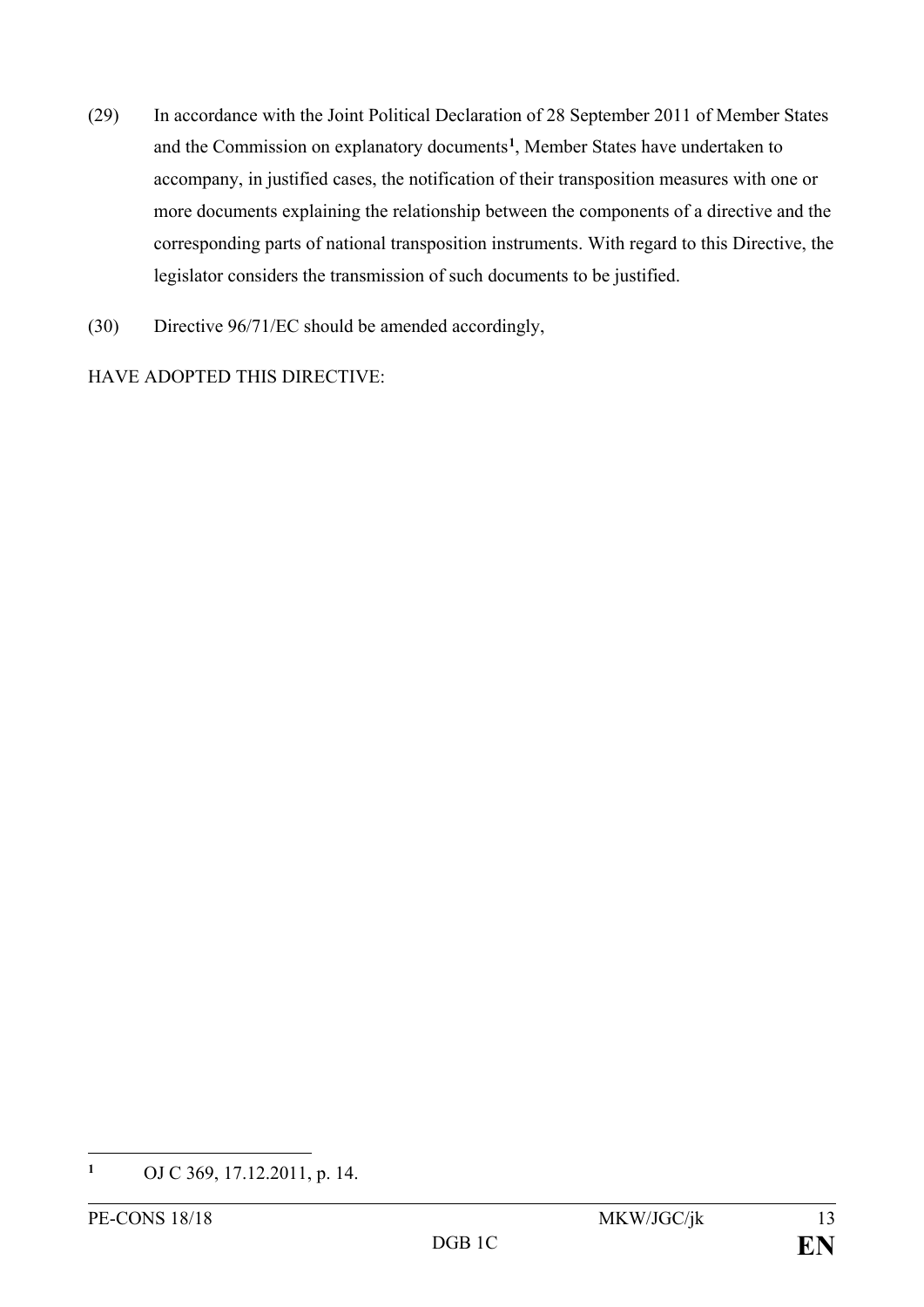(29) In accordance with the Joint Political Declaration of 28 September 2011 of Member States and the Commission on explanatory documents[1], Member States have undertaken to accompany, in justified cases, the notification of their transposition measures with one or more documents explaining the relationship between the components of a directive and the corresponding parts of national transposition instruments. With regard to this Directive, the legislator considers the transmission of such documents to be justified.

(30) Directive 96/71/EC should be amended accordingly,

HAVE ADOPTED THIS DIRECTIVE:

---

[1] OJ C 369, 17.12.2011, p. 14.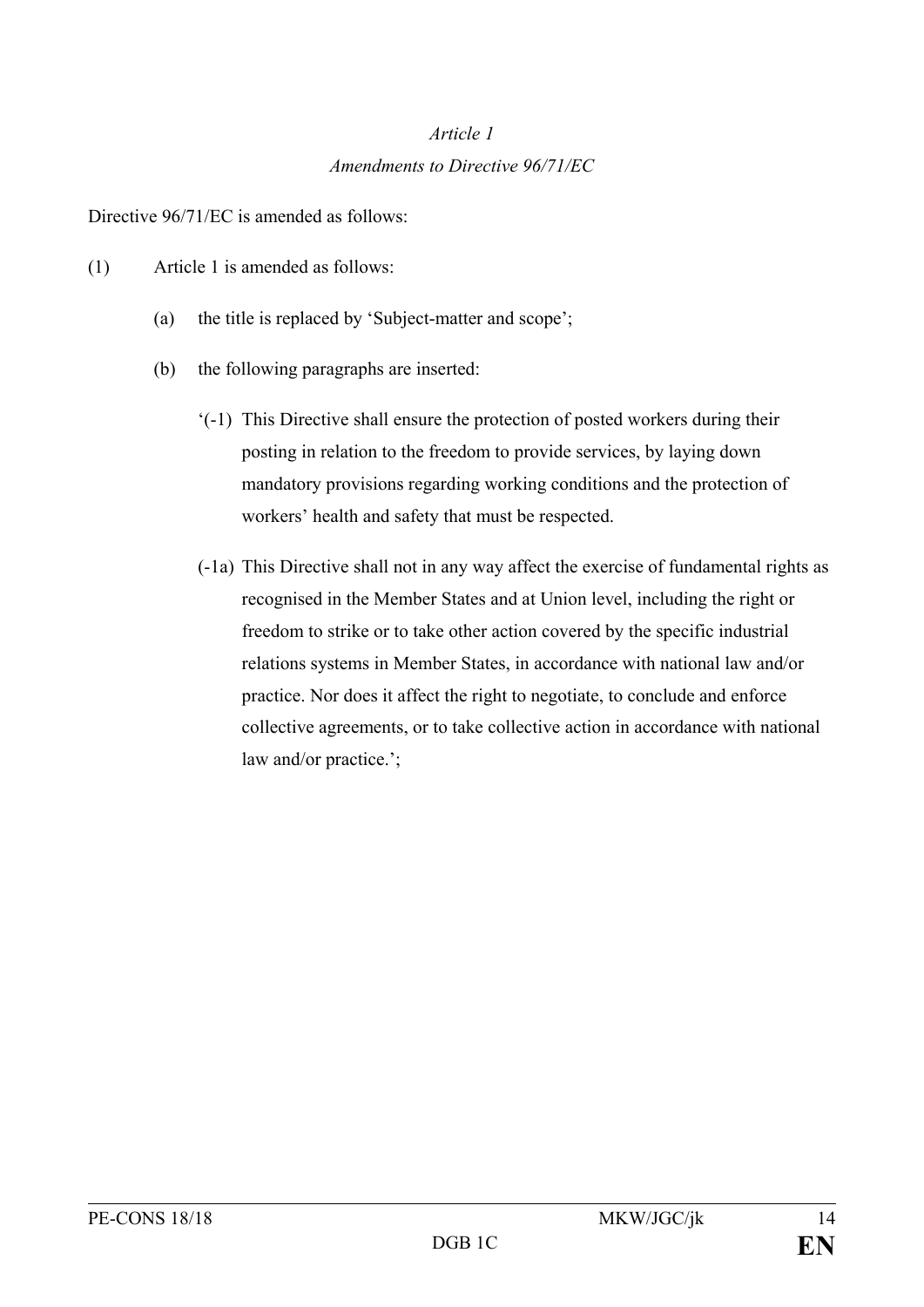*Article 1*

*Amendments to Directive 96/71/EC*

Directive 96/71/EC is amended as follows:

(1) Article 1 is amended as follows:

(a) the title is replaced by 'Subject-matter and scope';

(b) the following paragraphs are inserted:

'(-1) This Directive shall ensure the protection of posted workers during their posting in relation to the freedom to provide services, by laying down mandatory provisions regarding working conditions and the protection of workers' health and safety that must be respected.

(-1a) This Directive shall not in any way affect the exercise of fundamental rights as recognised in the Member States and at Union level, including the right or freedom to strike or to take other action covered by the specific industrial relations systems in Member States, in accordance with national law and/or practice. Nor does it affect the right to negotiate, to conclude and enforce collective agreements, or to take collective action in accordance with national law and/or practice.';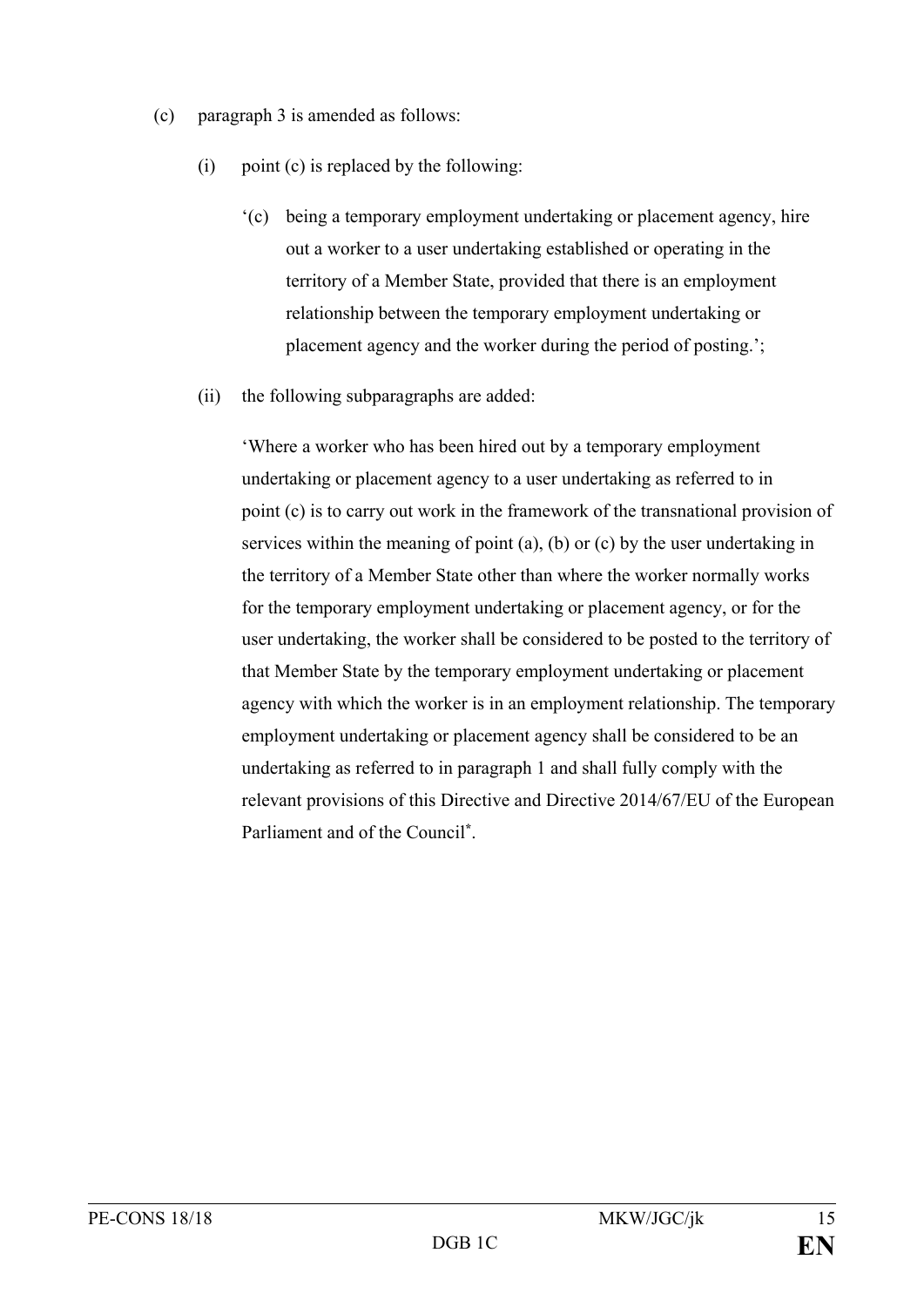(c) paragraph 3 is amended as follows:

(i) point (c) is replaced by the following:

'(c) being a temporary employment undertaking or placement agency, hire out a worker to a user undertaking established or operating in the territory of a Member State, provided that there is an employment relationship between the temporary employment undertaking or placement agency and the worker during the period of posting.';

(ii) the following subparagraphs are added:

'Where a worker who has been hired out by a temporary employment undertaking or placement agency to a user undertaking as referred to in point (c) is to carry out work in the framework of the transnational provision of services within the meaning of point (a), (b) or (c) by the user undertaking in the territory of a Member State other than where the worker normally works for the temporary employment undertaking or placement agency, or for the user undertaking, the worker shall be considered to be posted to the territory of that Member State by the temporary employment undertaking or placement agency with which the worker is in an employment relationship. The temporary employment undertaking or placement agency shall be considered to be an undertaking as referred to in paragraph 1 and shall fully comply with the relevant provisions of this Directive and Directive 2014/67/EU of the European Parliament and of the Council[*].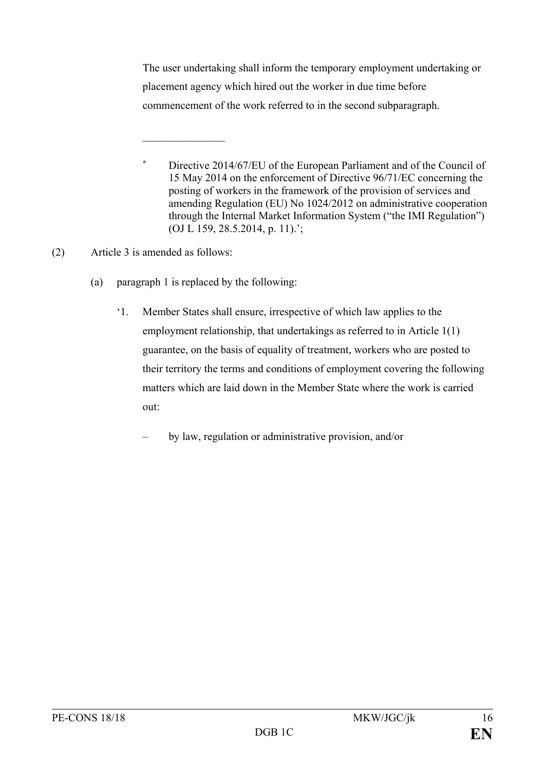The user undertaking shall inform the temporary employment undertaking or placement agency which hired out the worker in due time before commencement of the work referred to in the second subparagraph.

---

* Directive 2014/67/EU of the European Parliament and of the Council of 15 May 2014 on the enforcement of Directive 96/71/EC concerning the posting of workers in the framework of the provision of services and amending Regulation (EU) No 1024/2012 on administrative cooperation through the Internal Market Information System ("the IMI Regulation") (OJ L 159, 28.5.2014, p. 11).';

(2) Article 3 is amended as follows:

(a) paragraph 1 is replaced by the following:

'1. Member States shall ensure, irrespective of which law applies to the employment relationship, that undertakings as referred to in Article 1(1) guarantee, on the basis of equality of treatment, workers who are posted to their territory the terms and conditions of employment covering the following matters which are laid down in the Member State where the work is carried out:

– by law, regulation or administrative provision, and/or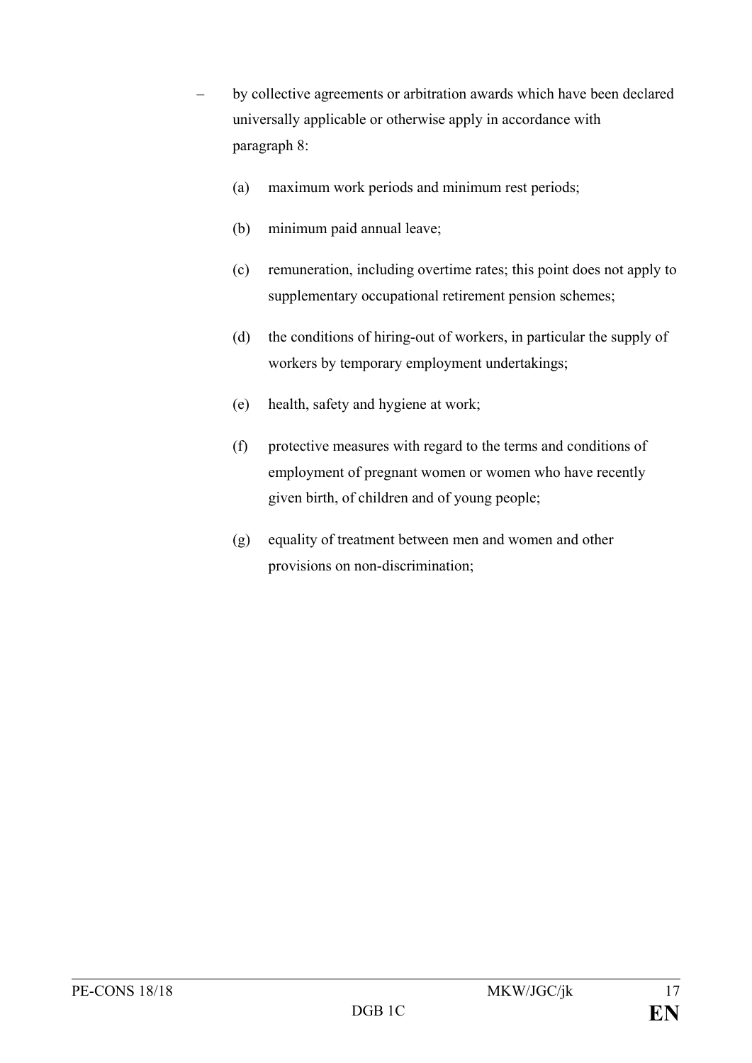– by collective agreements or arbitration awards which have been declared universally applicable or otherwise apply in accordance with paragraph 8:

(a) maximum work periods and minimum rest periods;

(b) minimum paid annual leave;

(c) remuneration, including overtime rates; this point does not apply to supplementary occupational retirement pension schemes;

(d) the conditions of hiring-out of workers, in particular the supply of workers by temporary employment undertakings;

(e) health, safety and hygiene at work;

(f) protective measures with regard to the terms and conditions of employment of pregnant women or women who have recently given birth, of children and of young people;

(g) equality of treatment between men and women and other provisions on non-discrimination;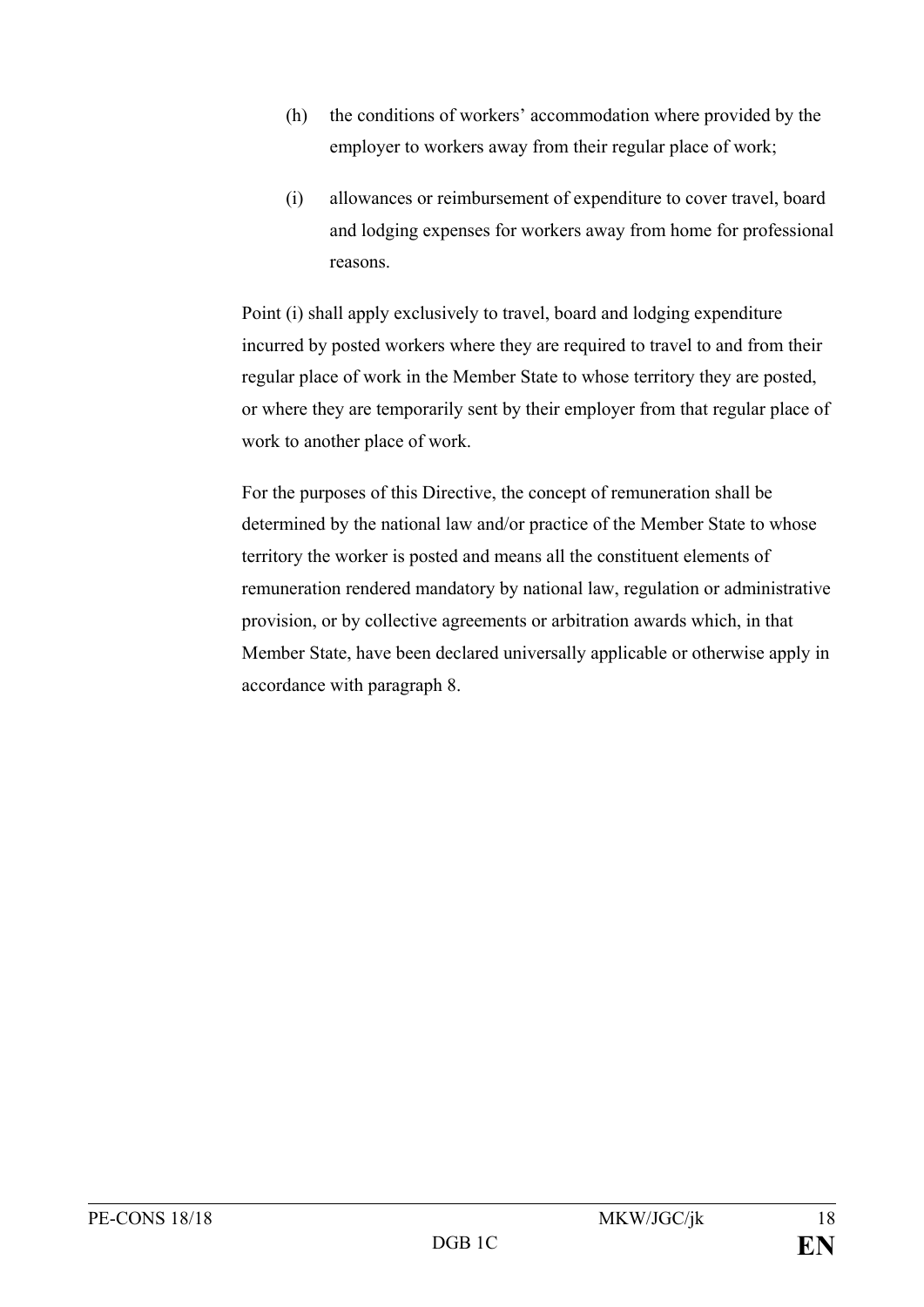(h) the conditions of workers' accommodation where provided by the employer to workers away from their regular place of work;

(i) allowances or reimbursement of expenditure to cover travel, board and lodging expenses for workers away from home for professional reasons.

Point (i) shall apply exclusively to travel, board and lodging expenditure incurred by posted workers where they are required to travel to and from their regular place of work in the Member State to whose territory they are posted, or where they are temporarily sent by their employer from that regular place of work to another place of work.

For the purposes of this Directive, the concept of remuneration shall be determined by the national law and/or practice of the Member State to whose territory the worker is posted and means all the constituent elements of remuneration rendered mandatory by national law, regulation or administrative provision, or by collective agreements or arbitration awards which, in that Member State, have been declared universally applicable or otherwise apply in accordance with paragraph 8.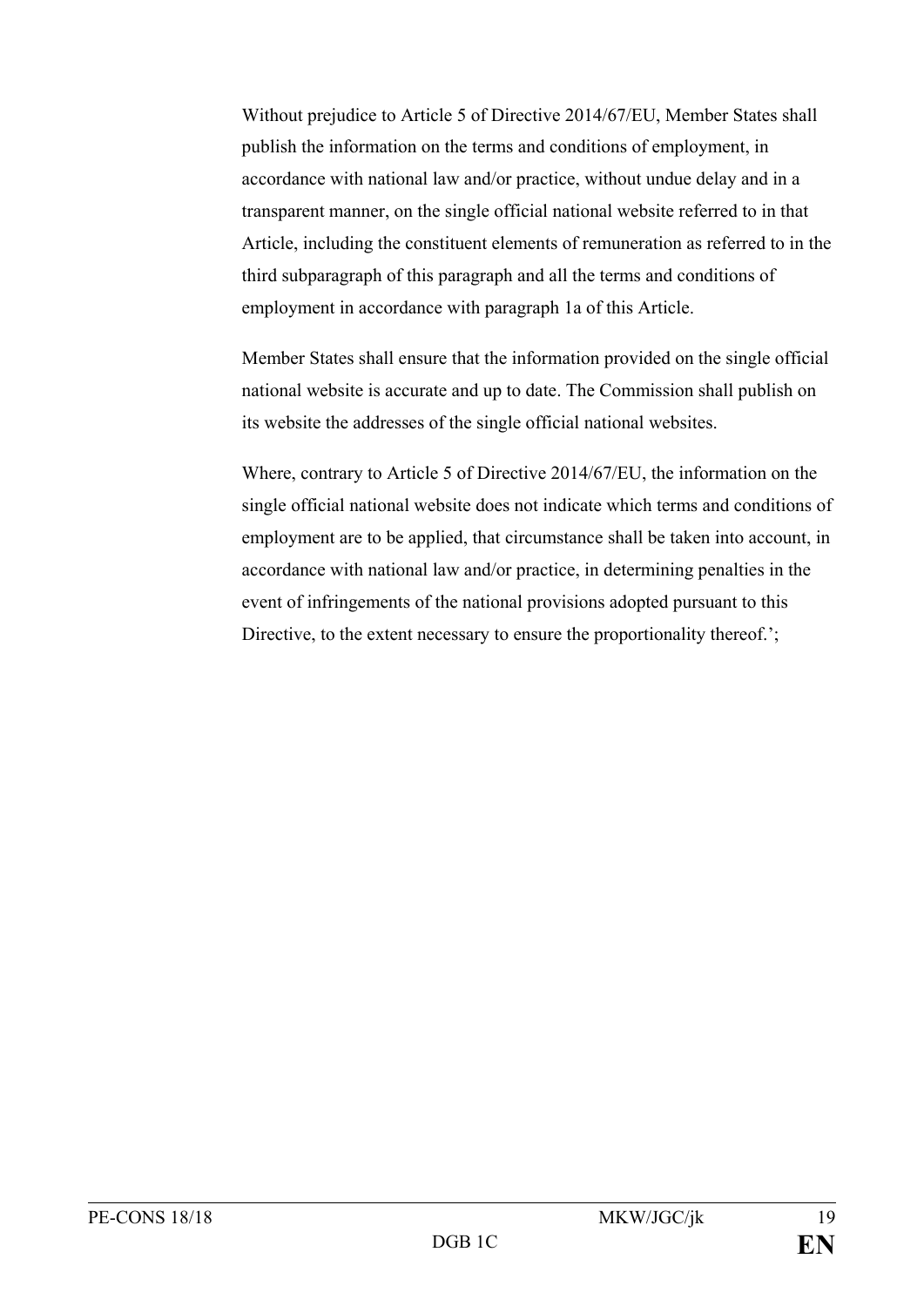Without prejudice to Article 5 of Directive 2014/67/EU, Member States shall publish the information on the terms and conditions of employment, in accordance with national law and/or practice, without undue delay and in a transparent manner, on the single official national website referred to in that Article, including the constituent elements of remuneration as referred to in the third subparagraph of this paragraph and all the terms and conditions of employment in accordance with paragraph 1a of this Article.

Member States shall ensure that the information provided on the single official national website is accurate and up to date. The Commission shall publish on its website the addresses of the single official national websites.

Where, contrary to Article 5 of Directive 2014/67/EU, the information on the single official national website does not indicate which terms and conditions of employment are to be applied, that circumstance shall be taken into account, in accordance with national law and/or practice, in determining penalties in the event of infringements of the national provisions adopted pursuant to this Directive, to the extent necessary to ensure the proportionality thereof.';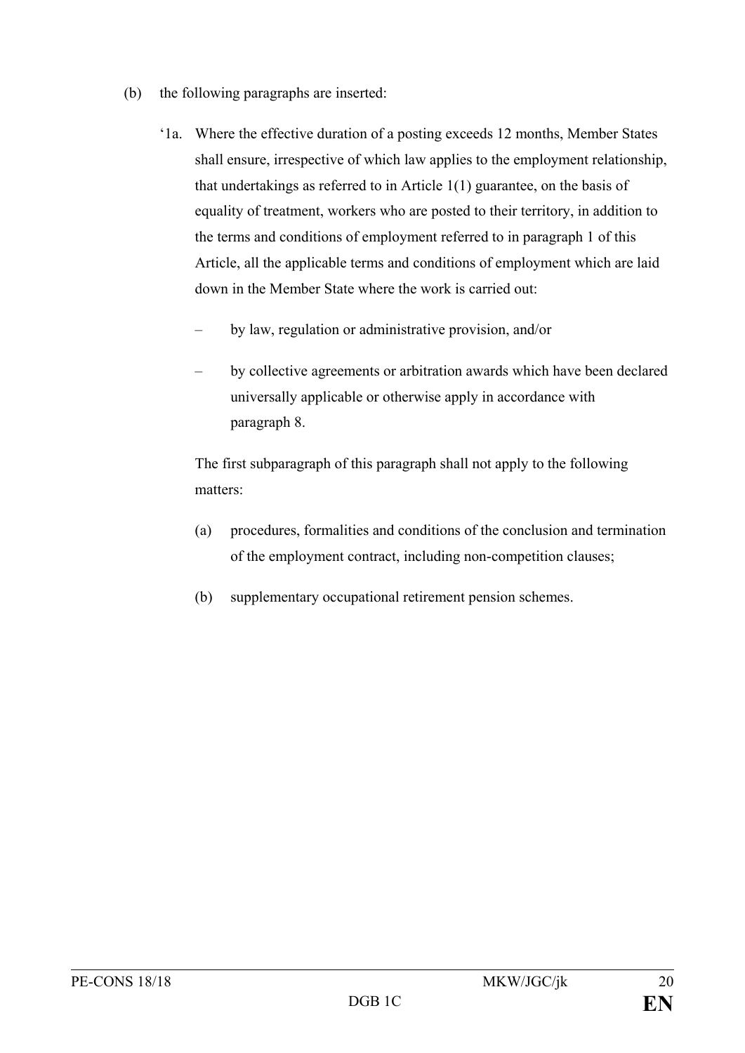(b) the following paragraphs are inserted:

'1a. Where the effective duration of a posting exceeds 12 months, Member States shall ensure, irrespective of which law applies to the employment relationship, that undertakings as referred to in Article 1(1) guarantee, on the basis of equality of treatment, workers who are posted to their territory, in addition to the terms and conditions of employment referred to in paragraph 1 of this Article, all the applicable terms and conditions of employment which are laid down in the Member State where the work is carried out:

– by law, regulation or administrative provision, and/or

– by collective agreements or arbitration awards which have been declared universally applicable or otherwise apply in accordance with paragraph 8.

The first subparagraph of this paragraph shall not apply to the following matters:

(a) procedures, formalities and conditions of the conclusion and termination of the employment contract, including non-competition clauses;

(b) supplementary occupational retirement pension schemes.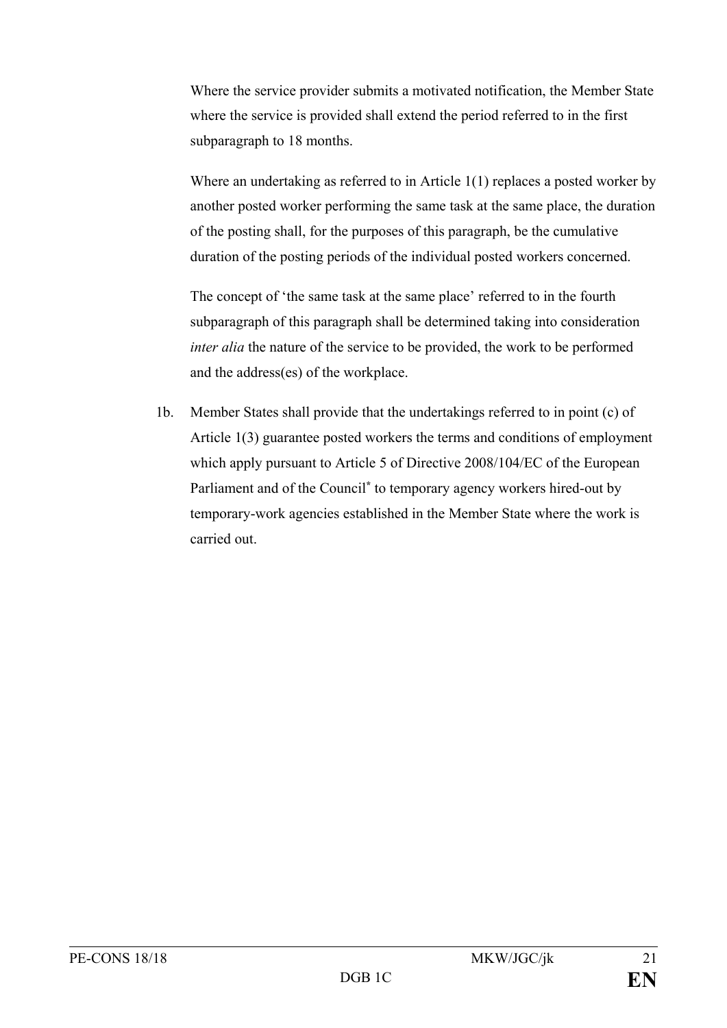Where the service provider submits a motivated notification, the Member State where the service is provided shall extend the period referred to in the first subparagraph to 18 months.

Where an undertaking as referred to in Article 1(1) replaces a posted worker by another posted worker performing the same task at the same place, the duration of the posting shall, for the purposes of this paragraph, be the cumulative duration of the posting periods of the individual posted workers concerned.

The concept of 'the same task at the same place' referred to in the fourth subparagraph of this paragraph shall be determined taking into consideration *inter alia* the nature of the service to be provided, the work to be performed and the address(es) of the workplace.

1b. Member States shall provide that the undertakings referred to in point (c) of Article 1(3) guarantee posted workers the terms and conditions of employment which apply pursuant to Article 5 of Directive 2008/104/EC of the European Parliament and of the Council[*] to temporary agency workers hired-out by temporary-work agencies established in the Member State where the work is carried out.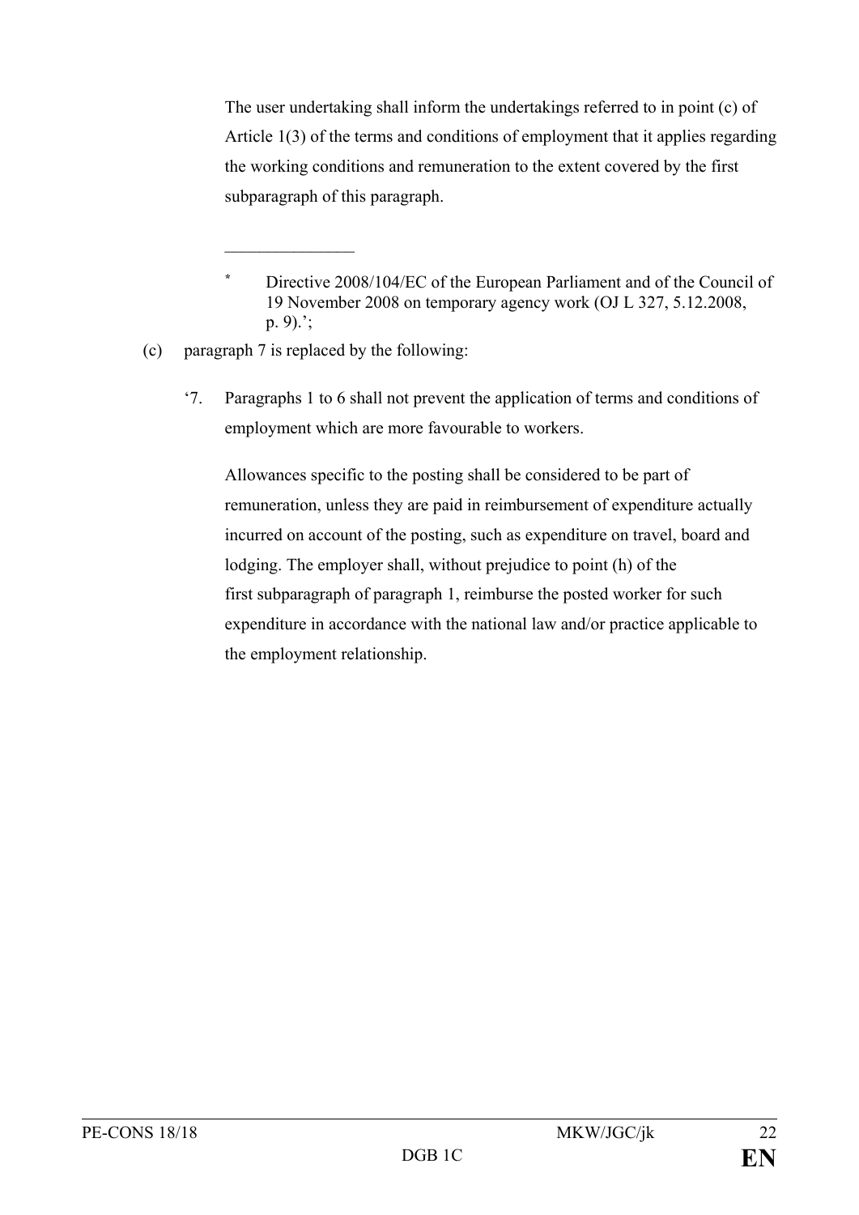The user undertaking shall inform the undertakings referred to in point (c) of Article 1(3) of the terms and conditions of employment that it applies regarding the working conditions and remuneration to the extent covered by the first subparagraph of this paragraph.

---

\* Directive 2008/104/EC of the European Parliament and of the Council of 19 November 2008 on temporary agency work (OJ L 327, 5.12.2008, p. 9).';

(c) paragraph 7 is replaced by the following:

'7. Paragraphs 1 to 6 shall not prevent the application of terms and conditions of employment which are more favourable to workers.

Allowances specific to the posting shall be considered to be part of remuneration, unless they are paid in reimbursement of expenditure actually incurred on account of the posting, such as expenditure on travel, board and lodging. The employer shall, without prejudice to point (h) of the first subparagraph of paragraph 1, reimburse the posted worker for such expenditure in accordance with the national law and/or practice applicable to the employment relationship.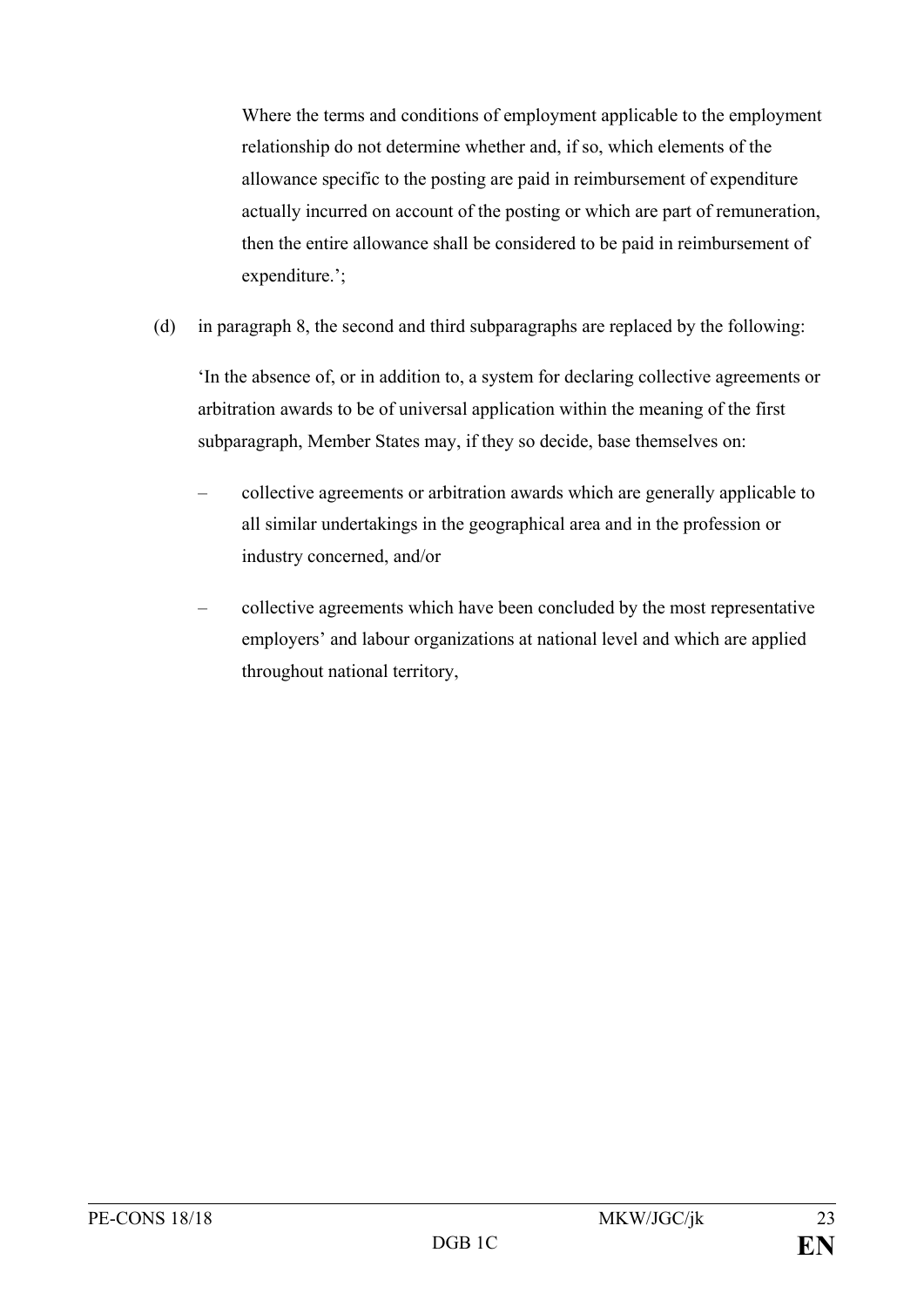Where the terms and conditions of employment applicable to the employment relationship do not determine whether and, if so, which elements of the allowance specific to the posting are paid in reimbursement of expenditure actually incurred on account of the posting or which are part of remuneration, then the entire allowance shall be considered to be paid in reimbursement of expenditure.';

(d) in paragraph 8, the second and third subparagraphs are replaced by the following:

'In the absence of, or in addition to, a system for declaring collective agreements or arbitration awards to be of universal application within the meaning of the first subparagraph, Member States may, if they so decide, base themselves on:

– collective agreements or arbitration awards which are generally applicable to all similar undertakings in the geographical area and in the profession or industry concerned, and/or

– collective agreements which have been concluded by the most representative employers' and labour organizations at national level and which are applied throughout national territory,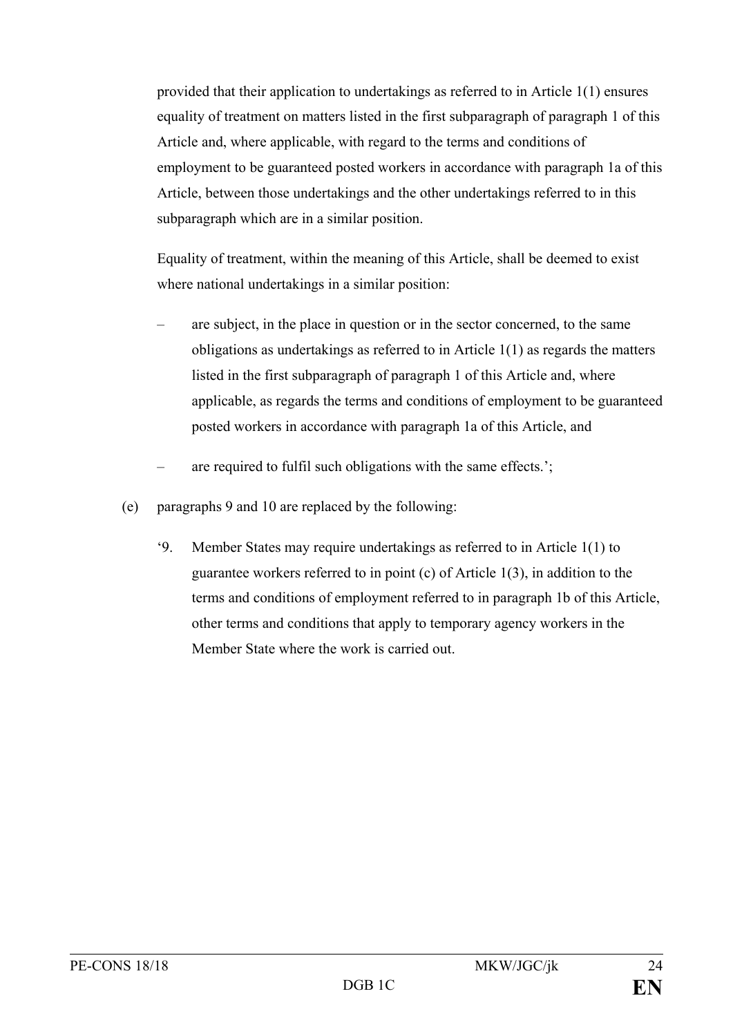provided that their application to undertakings as referred to in Article 1(1) ensures equality of treatment on matters listed in the first subparagraph of paragraph 1 of this Article and, where applicable, with regard to the terms and conditions of employment to be guaranteed posted workers in accordance with paragraph 1a of this Article, between those undertakings and the other undertakings referred to in this subparagraph which are in a similar position.

Equality of treatment, within the meaning of this Article, shall be deemed to exist where national undertakings in a similar position:

– are subject, in the place in question or in the sector concerned, to the same obligations as undertakings as referred to in Article 1(1) as regards the matters listed in the first subparagraph of paragraph 1 of this Article and, where applicable, as regards the terms and conditions of employment to be guaranteed posted workers in accordance with paragraph 1a of this Article, and

– are required to fulfil such obligations with the same effects.';

(e) paragraphs 9 and 10 are replaced by the following:

'9. Member States may require undertakings as referred to in Article 1(1) to guarantee workers referred to in point (c) of Article 1(3), in addition to the terms and conditions of employment referred to in paragraph 1b of this Article, other terms and conditions that apply to temporary agency workers in the Member State where the work is carried out.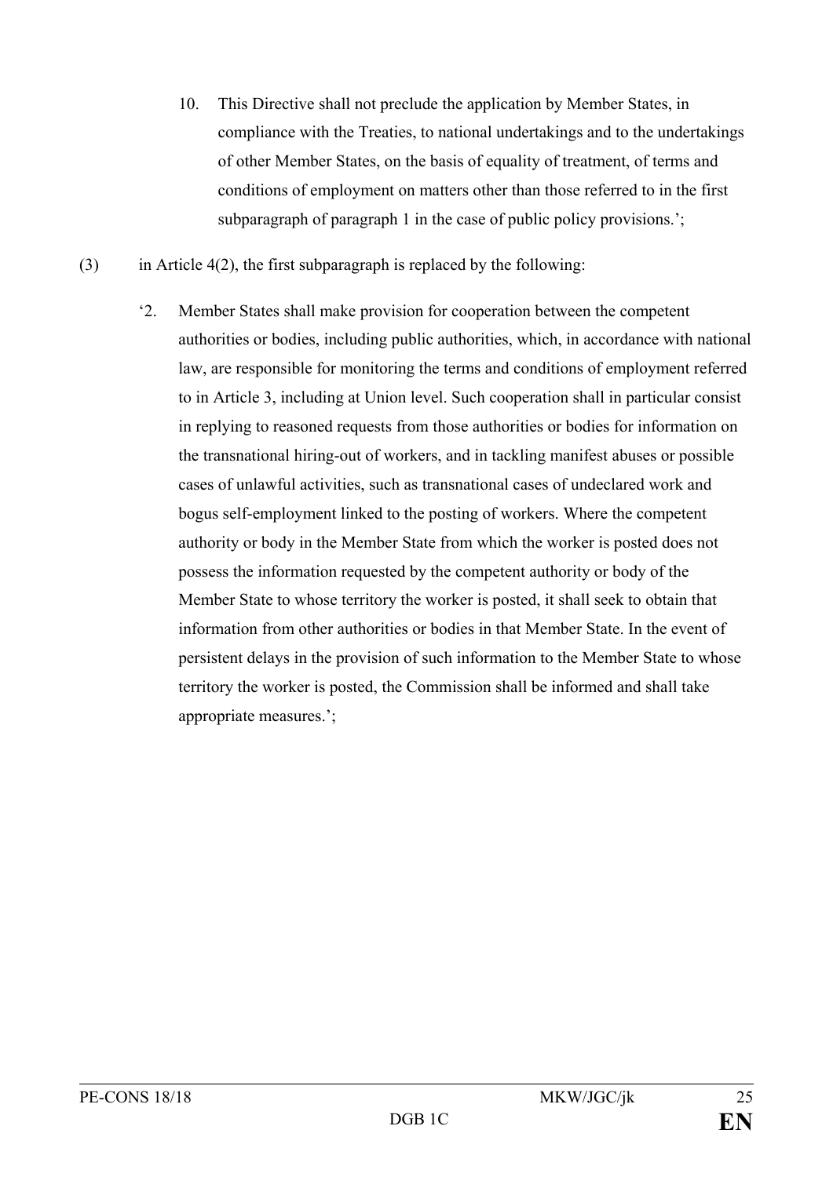10. This Directive shall not preclude the application by Member States, in compliance with the Treaties, to national undertakings and to the undertakings of other Member States, on the basis of equality of treatment, of terms and conditions of employment on matters other than those referred to in the first subparagraph of paragraph 1 in the case of public policy provisions.';

(3) in Article 4(2), the first subparagraph is replaced by the following:

'2. Member States shall make provision for cooperation between the competent authorities or bodies, including public authorities, which, in accordance with national law, are responsible for monitoring the terms and conditions of employment referred to in Article 3, including at Union level. Such cooperation shall in particular consist in replying to reasoned requests from those authorities or bodies for information on the transnational hiring-out of workers, and in tackling manifest abuses or possible cases of unlawful activities, such as transnational cases of undeclared work and bogus self-employment linked to the posting of workers. Where the competent authority or body in the Member State from which the worker is posted does not possess the information requested by the competent authority or body of the Member State to whose territory the worker is posted, it shall seek to obtain that information from other authorities or bodies in that Member State. In the event of persistent delays in the provision of such information to the Member State to whose territory the worker is posted, the Commission shall be informed and shall take appropriate measures.';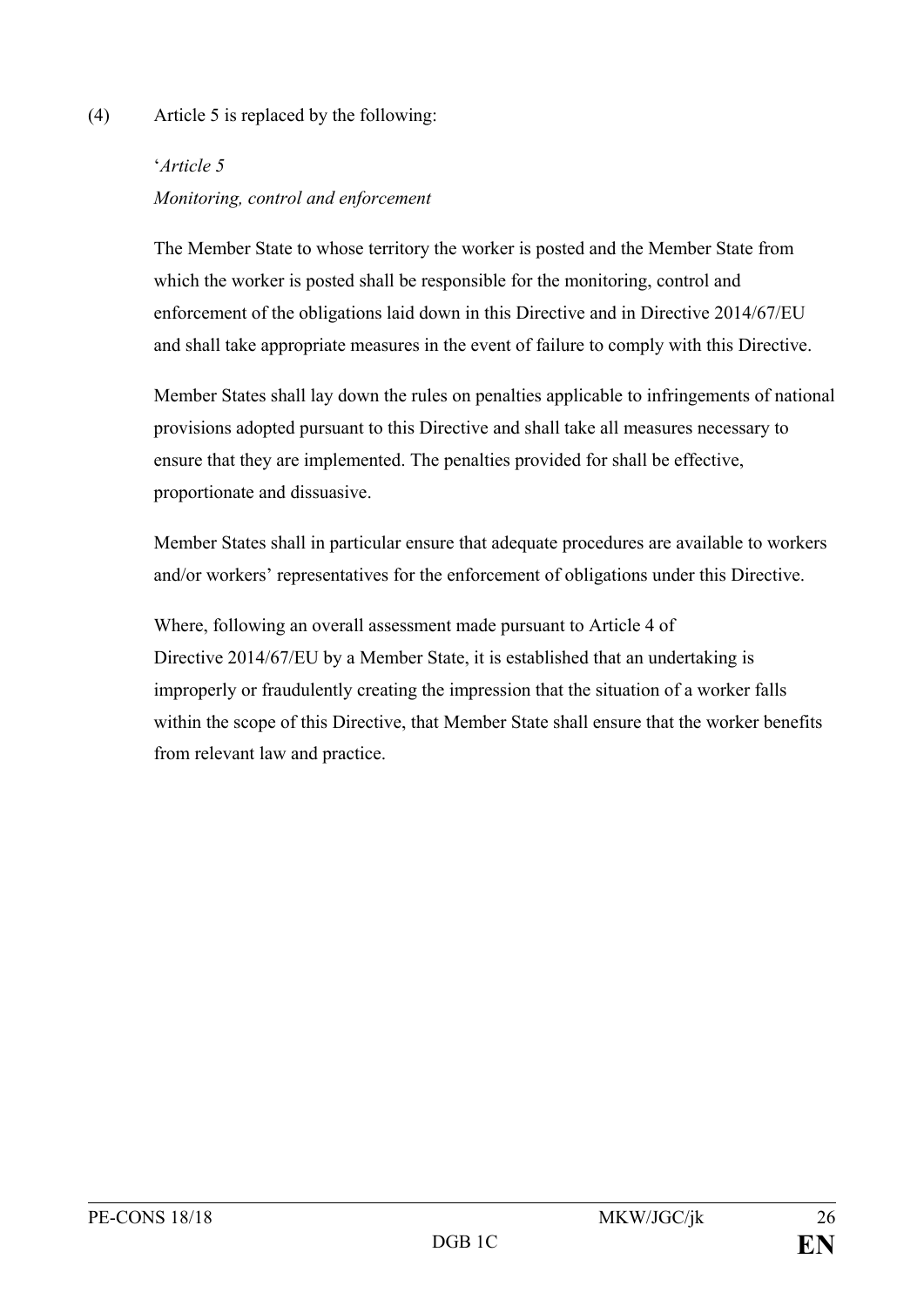(4) Article 5 is replaced by the following:

'*Article 5*
*Monitoring, control and enforcement*

The Member State to whose territory the worker is posted and the Member State from which the worker is posted shall be responsible for the monitoring, control and enforcement of the obligations laid down in this Directive and in Directive 2014/67/EU and shall take appropriate measures in the event of failure to comply with this Directive.

Member States shall lay down the rules on penalties applicable to infringements of national provisions adopted pursuant to this Directive and shall take all measures necessary to ensure that they are implemented. The penalties provided for shall be effective, proportionate and dissuasive.

Member States shall in particular ensure that adequate procedures are available to workers and/or workers' representatives for the enforcement of obligations under this Directive.

Where, following an overall assessment made pursuant to Article 4 of Directive 2014/67/EU by a Member State, it is established that an undertaking is improperly or fraudulently creating the impression that the situation of a worker falls within the scope of this Directive, that Member State shall ensure that the worker benefits from relevant law and practice.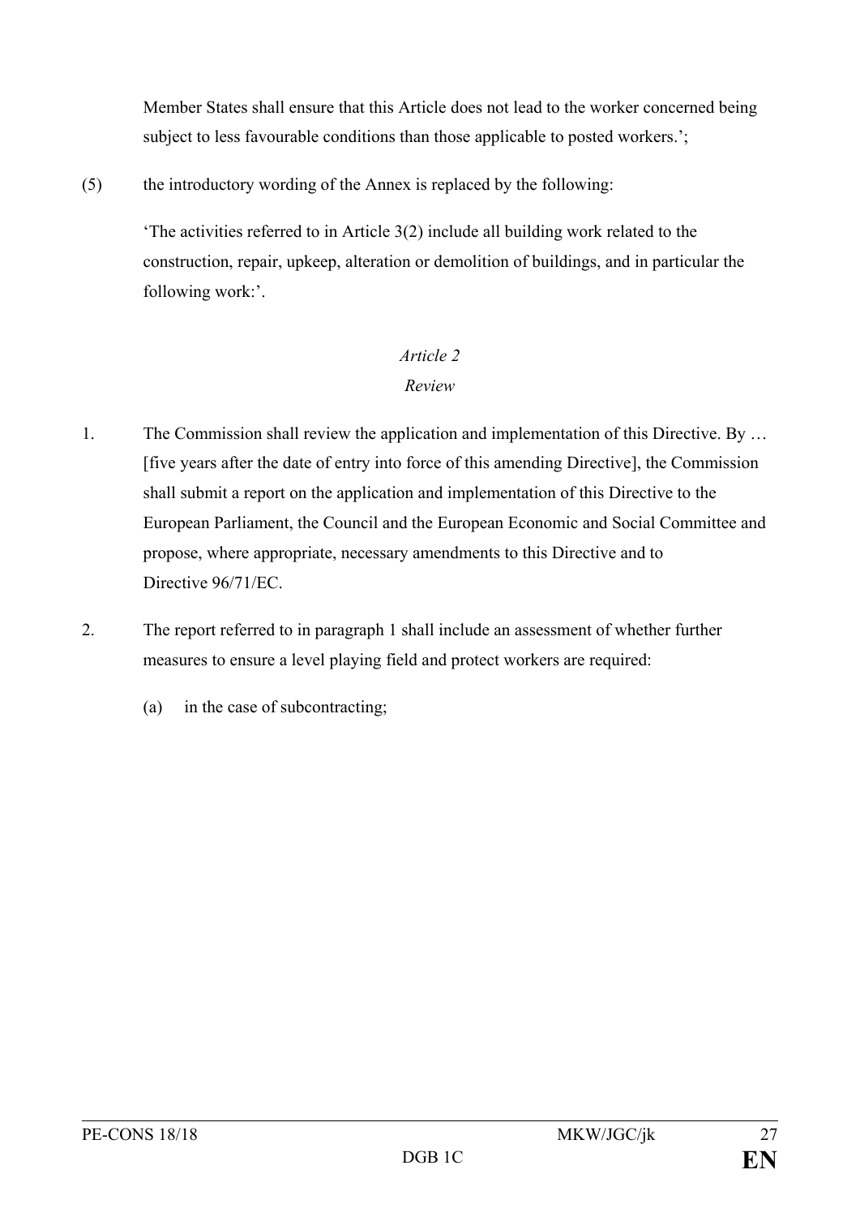Member States shall ensure that this Article does not lead to the worker concerned being subject to less favourable conditions than those applicable to posted workers.';

(5) the introductory wording of the Annex is replaced by the following:

'The activities referred to in Article 3(2) include all building work related to the construction, repair, upkeep, alteration or demolition of buildings, and in particular the following work:'.

*Article 2*

*Review*

1. The Commission shall review the application and implementation of this Directive. By … [five years after the date of entry into force of this amending Directive], the Commission shall submit a report on the application and implementation of this Directive to the European Parliament, the Council and the European Economic and Social Committee and propose, where appropriate, necessary amendments to this Directive and to Directive 96/71/EC.

2. The report referred to in paragraph 1 shall include an assessment of whether further measures to ensure a level playing field and protect workers are required:

   (a) in the case of subcontracting;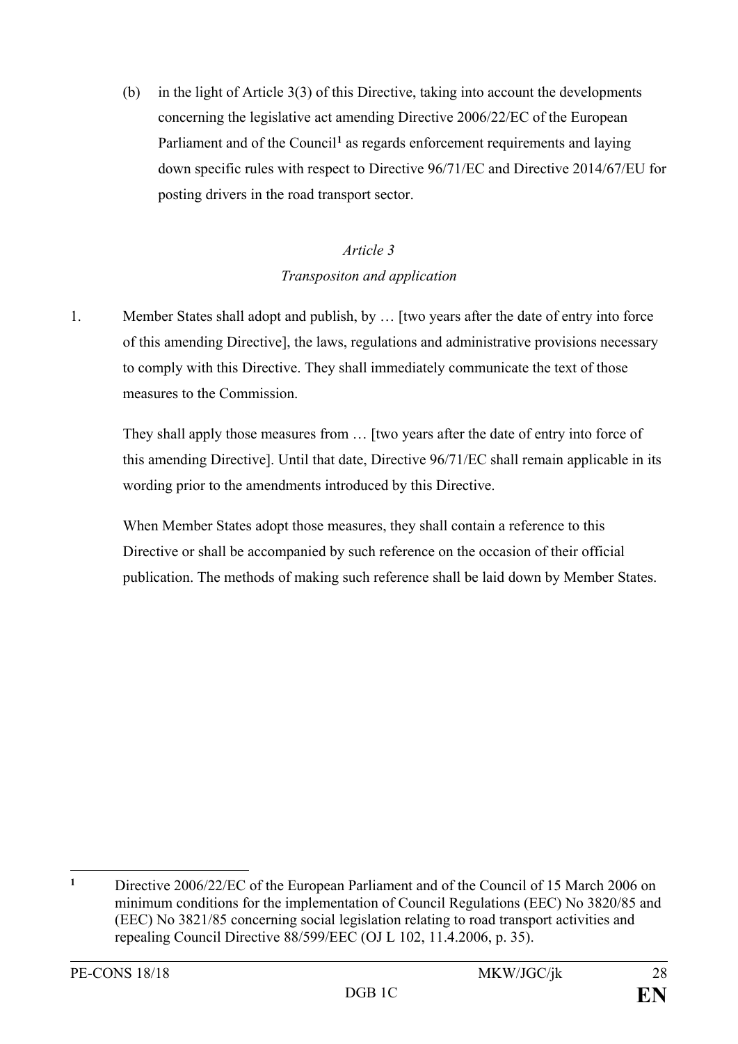(b) in the light of Article 3(3) of this Directive, taking into account the developments concerning the legislative act amending Directive 2006/22/EC of the European Parliament and of the Council[1] as regards enforcement requirements and laying down specific rules with respect to Directive 96/71/EC and Directive 2014/67/EU for posting drivers in the road transport sector.

*Article 3*

*Transpositon and application*

1. Member States shall adopt and publish, by … [two years after the date of entry into force of this amending Directive], the laws, regulations and administrative provisions necessary to comply with this Directive. They shall immediately communicate the text of those measures to the Commission.

   They shall apply those measures from … [two years after the date of entry into force of this amending Directive]. Until that date, Directive 96/71/EC shall remain applicable in its wording prior to the amendments introduced by this Directive.

   When Member States adopt those measures, they shall contain a reference to this Directive or shall be accompanied by such reference on the occasion of their official publication. The methods of making such reference shall be laid down by Member States.

---

[1] Directive 2006/22/EC of the European Parliament and of the Council of 15 March 2006 on minimum conditions for the implementation of Council Regulations (EEC) No 3820/85 and (EEC) No 3821/85 concerning social legislation relating to road transport activities and repealing Council Directive 88/599/EEC (OJ L 102, 11.4.2006, p. 35).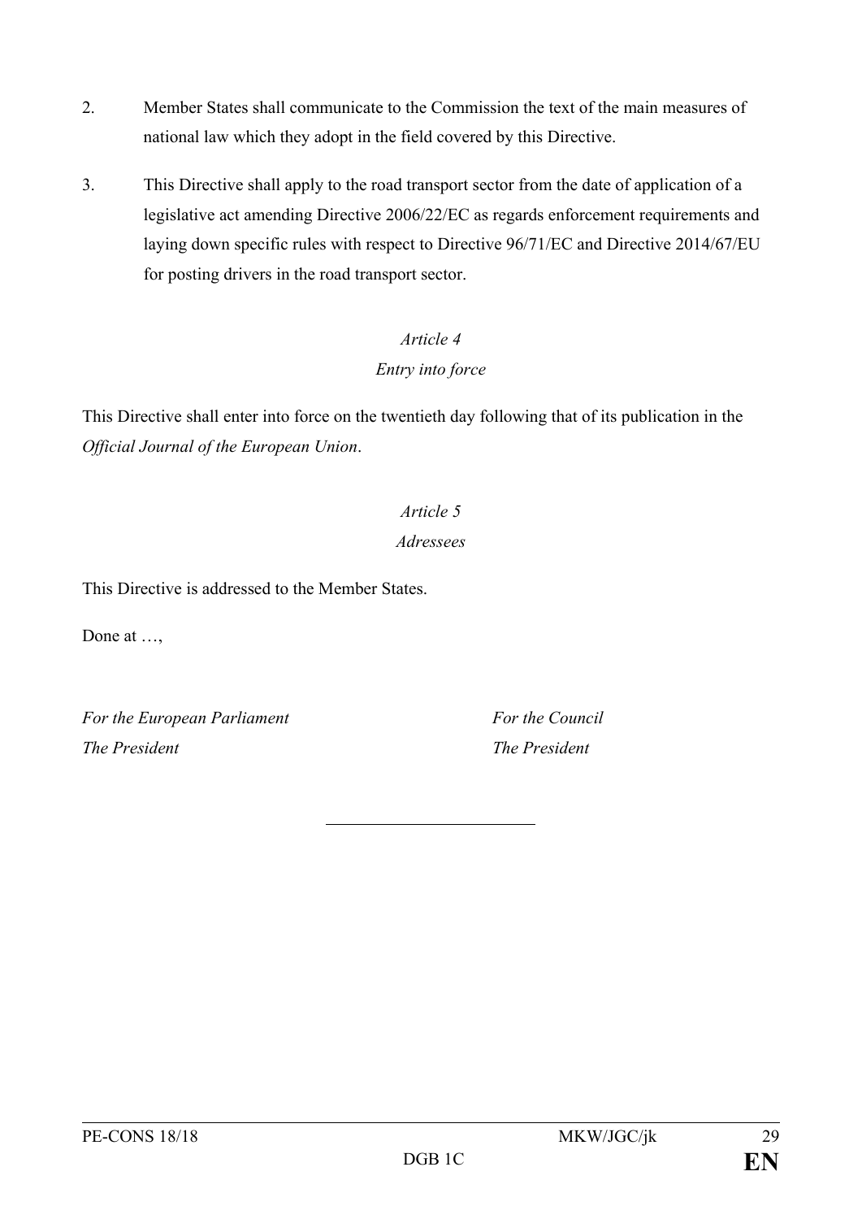2. Member States shall communicate to the Commission the text of the main measures of national law which they adopt in the field covered by this Directive.

3. This Directive shall apply to the road transport sector from the date of application of a legislative act amending Directive 2006/22/EC as regards enforcement requirements and laying down specific rules with respect to Directive 96/71/EC and Directive 2014/67/EU for posting drivers in the road transport sector.

*Article 4*

*Entry into force*

This Directive shall enter into force on the twentieth day following that of its publication in the *Official Journal of the European Union*.

*Article 5*

*Adressees*

This Directive is addressed to the Member States.

Done at …,

*For the European Parliament*
*The President*

*For the Council*
*The President*